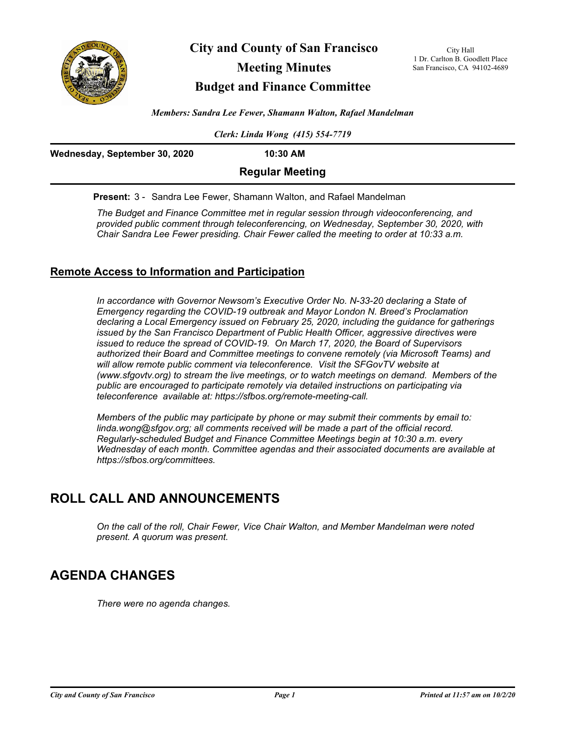# City and County of San Francisco

## Meeting Minutes

## Budget and Finance Committee

City Hall
1 Dr. Carlton B. Goodlett Place
San Francisco, CA 94102-4689

*Members: Sandra Lee Fewer, Shamann Walton, Rafael Mandelman*

*Clerk: Linda Wong (415) 554-7719*

**Wednesday, September 30, 2020** **10:30 AM**

**Regular Meeting**

**Present:** 3 - Sandra Lee Fewer, Shamann Walton, and Rafael Mandelman

*The Budget and Finance Committee met in regular session through videoconferencing, and provided public comment through teleconferencing, on Wednesday, September 30, 2020, with Chair Sandra Lee Fewer presiding. Chair Fewer called the meeting to order at 10:33 a.m.*

## Remote Access to Information and Participation

*In accordance with Governor Newsom's Executive Order No. N-33-20 declaring a State of Emergency regarding the COVID-19 outbreak and Mayor London N. Breed's Proclamation declaring a Local Emergency issued on February 25, 2020, including the guidance for gatherings issued by the San Francisco Department of Public Health Officer, aggressive directives were issued to reduce the spread of COVID-19. On March 17, 2020, the Board of Supervisors authorized their Board and Committee meetings to convene remotely (via Microsoft Teams) and will allow remote public comment via teleconference. Visit the SFGovTV website at (www.sfgovtv.org) to stream the live meetings, or to watch meetings on demand. Members of the public are encouraged to participate remotely via detailed instructions on participating via teleconference available at: https://sfbos.org/remote-meeting-call.*

*Members of the public may participate by phone or may submit their comments by email to: linda.wong@sfgov.org; all comments received will be made a part of the official record. Regularly-scheduled Budget and Finance Committee Meetings begin at 10:30 a.m. every Wednesday of each month. Committee agendas and their associated documents are available at https://sfbos.org/committees.*

# ROLL CALL AND ANNOUNCEMENTS

*On the call of the roll, Chair Fewer, Vice Chair Walton, and Member Mandelman were noted present. A quorum was present.*

# AGENDA CHANGES

*There were no agenda changes.*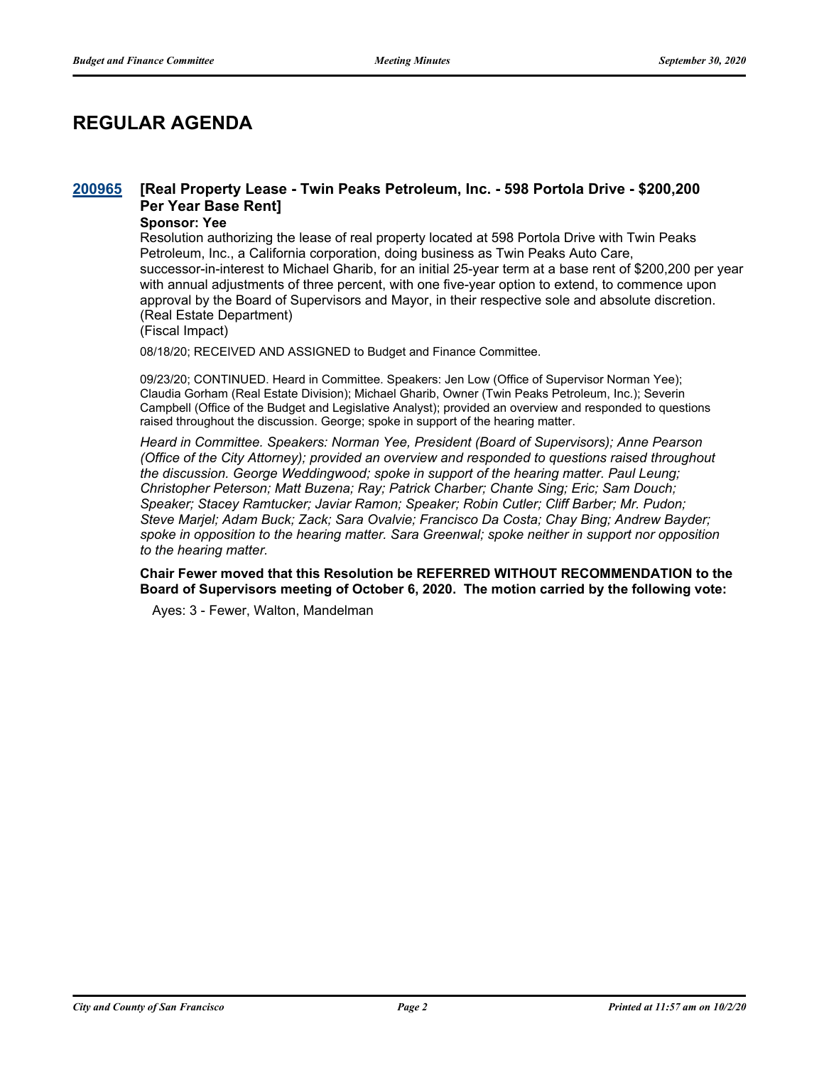# REGULAR AGENDA

## 200965 [Real Property Lease - Twin Peaks Petroleum, Inc. - 598 Portola Drive - $200,200 Per Year Base Rent]

**Sponsor: Yee**

Resolution authorizing the lease of real property located at 598 Portola Drive with Twin Peaks Petroleum, Inc., a California corporation, doing business as Twin Peaks Auto Care, successor-in-interest to Michael Gharib, for an initial 25-year term at a base rent of $200,200 per year with annual adjustments of three percent, with one five-year option to extend, to commence upon approval by the Board of Supervisors and Mayor, in their respective sole and absolute discretion. (Real Estate Department)

(Fiscal Impact)

08/18/20; RECEIVED AND ASSIGNED to Budget and Finance Committee.

09/23/20; CONTINUED. Heard in Committee. Speakers: Jen Low (Office of Supervisor Norman Yee); Claudia Gorham (Real Estate Division); Michael Gharib, Owner (Twin Peaks Petroleum, Inc.); Severin Campbell (Office of the Budget and Legislative Analyst); provided an overview and responded to questions raised throughout the discussion. George; spoke in support of the hearing matter.

*Heard in Committee. Speakers: Norman Yee, President (Board of Supervisors); Anne Pearson (Office of the City Attorney); provided an overview and responded to questions raised throughout the discussion. George Weddingwood; spoke in support of the hearing matter. Paul Leung; Christopher Peterson; Matt Buzena; Ray; Patrick Charber; Chante Sing; Eric; Sam Douch; Speaker; Stacey Ramtucker; Javiar Ramon; Speaker; Robin Cutler; Cliff Barber; Mr. Pudon; Steve Marjel; Adam Buck; Zack; Sara Ovalvie; Francisco Da Costa; Chay Bing; Andrew Bayder; spoke in opposition to the hearing matter. Sara Greenwal; spoke neither in support nor opposition to the hearing matter.*

**Chair Fewer moved that this Resolution be REFERRED WITHOUT RECOMMENDATION to the Board of Supervisors meeting of October 6, 2020. The motion carried by the following vote:**

Ayes: 3 - Fewer, Walton, Mandelman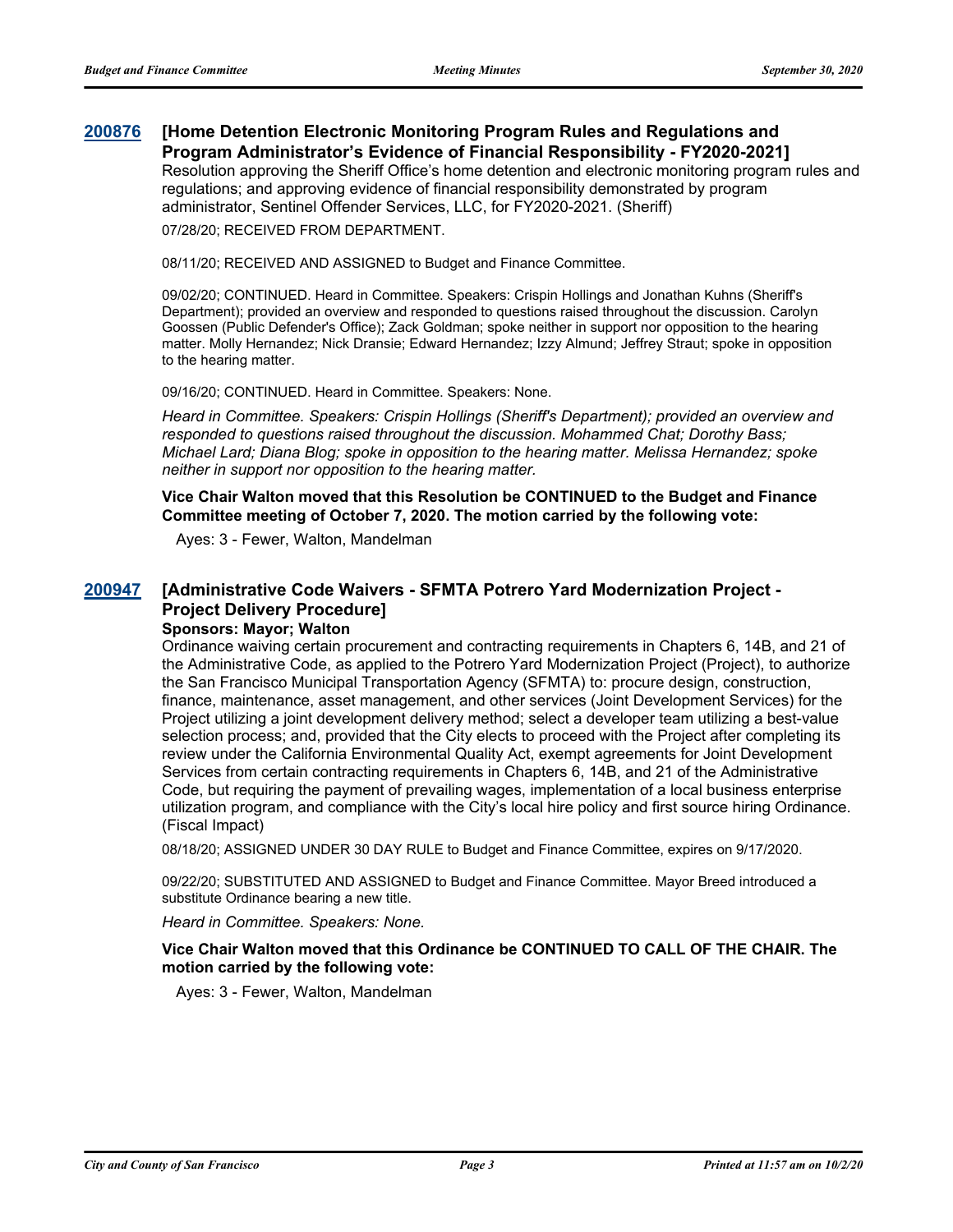**200876** **[Home Detention Electronic Monitoring Program Rules and Regulations and Program Administrator's Evidence of Financial Responsibility - FY2020-2021]**

Resolution approving the Sheriff Office's home detention and electronic monitoring program rules and regulations; and approving evidence of financial responsibility demonstrated by program administrator, Sentinel Offender Services, LLC, for FY2020-2021. (Sheriff)

07/28/20; RECEIVED FROM DEPARTMENT.

08/11/20; RECEIVED AND ASSIGNED to Budget and Finance Committee.

09/02/20; CONTINUED. Heard in Committee. Speakers: Crispin Hollings and Jonathan Kuhns (Sheriff's Department); provided an overview and responded to questions raised throughout the discussion. Carolyn Goossen (Public Defender's Office); Zack Goldman; spoke neither in support nor opposition to the hearing matter. Molly Hernandez; Nick Dransie; Edward Hernandez; Izzy Almund; Jeffrey Straut; spoke in opposition to the hearing matter.

09/16/20; CONTINUED. Heard in Committee. Speakers: None.

*Heard in Committee. Speakers: Crispin Hollings (Sheriff's Department); provided an overview and responded to questions raised throughout the discussion. Mohammed Chat; Dorothy Bass; Michael Lard; Diana Blog; spoke in opposition to the hearing matter. Melissa Hernandez; spoke neither in support nor opposition to the hearing matter.*

**Vice Chair Walton moved that this Resolution be CONTINUED to the Budget and Finance Committee meeting of October 7, 2020. The motion carried by the following vote:**

Ayes: 3 - Fewer, Walton, Mandelman

**200947** **[Administrative Code Waivers - SFMTA Potrero Yard Modernization Project - Project Delivery Procedure]**

**Sponsors: Mayor; Walton**

Ordinance waiving certain procurement and contracting requirements in Chapters 6, 14B, and 21 of the Administrative Code, as applied to the Potrero Yard Modernization Project (Project), to authorize the San Francisco Municipal Transportation Agency (SFMTA) to: procure design, construction, finance, maintenance, asset management, and other services (Joint Development Services) for the Project utilizing a joint development delivery method; select a developer team utilizing a best-value selection process; and, provided that the City elects to proceed with the Project after completing its review under the California Environmental Quality Act, exempt agreements for Joint Development Services from certain contracting requirements in Chapters 6, 14B, and 21 of the Administrative Code, but requiring the payment of prevailing wages, implementation of a local business enterprise utilization program, and compliance with the City's local hire policy and first source hiring Ordinance. (Fiscal Impact)

08/18/20; ASSIGNED UNDER 30 DAY RULE to Budget and Finance Committee, expires on 9/17/2020.

09/22/20; SUBSTITUTED AND ASSIGNED to Budget and Finance Committee. Mayor Breed introduced a substitute Ordinance bearing a new title.

*Heard in Committee. Speakers: None.*

**Vice Chair Walton moved that this Ordinance be CONTINUED TO CALL OF THE CHAIR. The motion carried by the following vote:**

Ayes: 3 - Fewer, Walton, Mandelman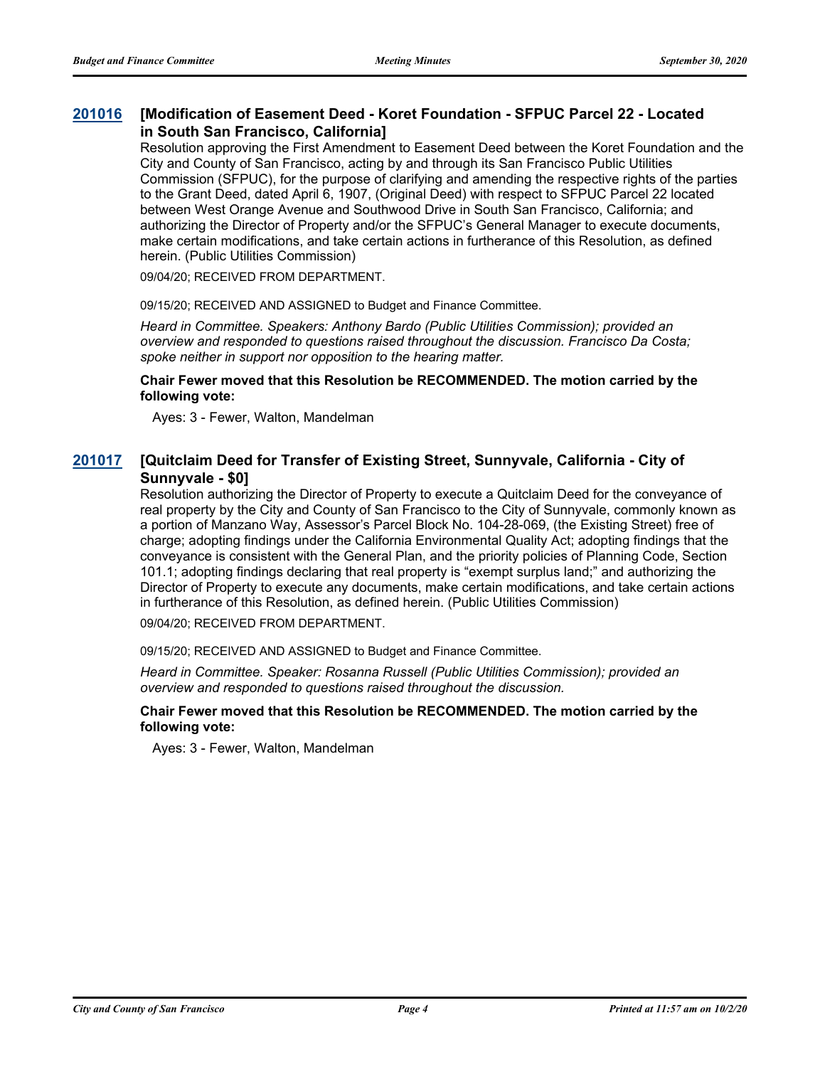## 201016 [Modification of Easement Deed - Koret Foundation - SFPUC Parcel 22 - Located in South San Francisco, California]

Resolution approving the First Amendment to Easement Deed between the Koret Foundation and the City and County of San Francisco, acting by and through its San Francisco Public Utilities Commission (SFPUC), for the purpose of clarifying and amending the respective rights of the parties to the Grant Deed, dated April 6, 1907, (Original Deed) with respect to SFPUC Parcel 22 located between West Orange Avenue and Southwood Drive in South San Francisco, California; and authorizing the Director of Property and/or the SFPUC's General Manager to execute documents, make certain modifications, and take certain actions in furtherance of this Resolution, as defined herein. (Public Utilities Commission)

09/04/20; RECEIVED FROM DEPARTMENT.

09/15/20; RECEIVED AND ASSIGNED to Budget and Finance Committee.

*Heard in Committee. Speakers: Anthony Bardo (Public Utilities Commission); provided an overview and responded to questions raised throughout the discussion. Francisco Da Costa; spoke neither in support nor opposition to the hearing matter.*

**Chair Fewer moved that this Resolution be RECOMMENDED. The motion carried by the following vote:**

Ayes: 3 - Fewer, Walton, Mandelman

## 201017 [Quitclaim Deed for Transfer of Existing Street, Sunnyvale, California - City of Sunnyvale - $0]

Resolution authorizing the Director of Property to execute a Quitclaim Deed for the conveyance of real property by the City and County of San Francisco to the City of Sunnyvale, commonly known as a portion of Manzano Way, Assessor's Parcel Block No. 104-28-069, (the Existing Street) free of charge; adopting findings under the California Environmental Quality Act; adopting findings that the conveyance is consistent with the General Plan, and the priority policies of Planning Code, Section 101.1; adopting findings declaring that real property is "exempt surplus land;" and authorizing the Director of Property to execute any documents, make certain modifications, and take certain actions in furtherance of this Resolution, as defined herein. (Public Utilities Commission)

09/04/20; RECEIVED FROM DEPARTMENT.

09/15/20; RECEIVED AND ASSIGNED to Budget and Finance Committee.

*Heard in Committee. Speaker: Rosanna Russell (Public Utilities Commission); provided an overview and responded to questions raised throughout the discussion.*

**Chair Fewer moved that this Resolution be RECOMMENDED. The motion carried by the following vote:**

Ayes: 3 - Fewer, Walton, Mandelman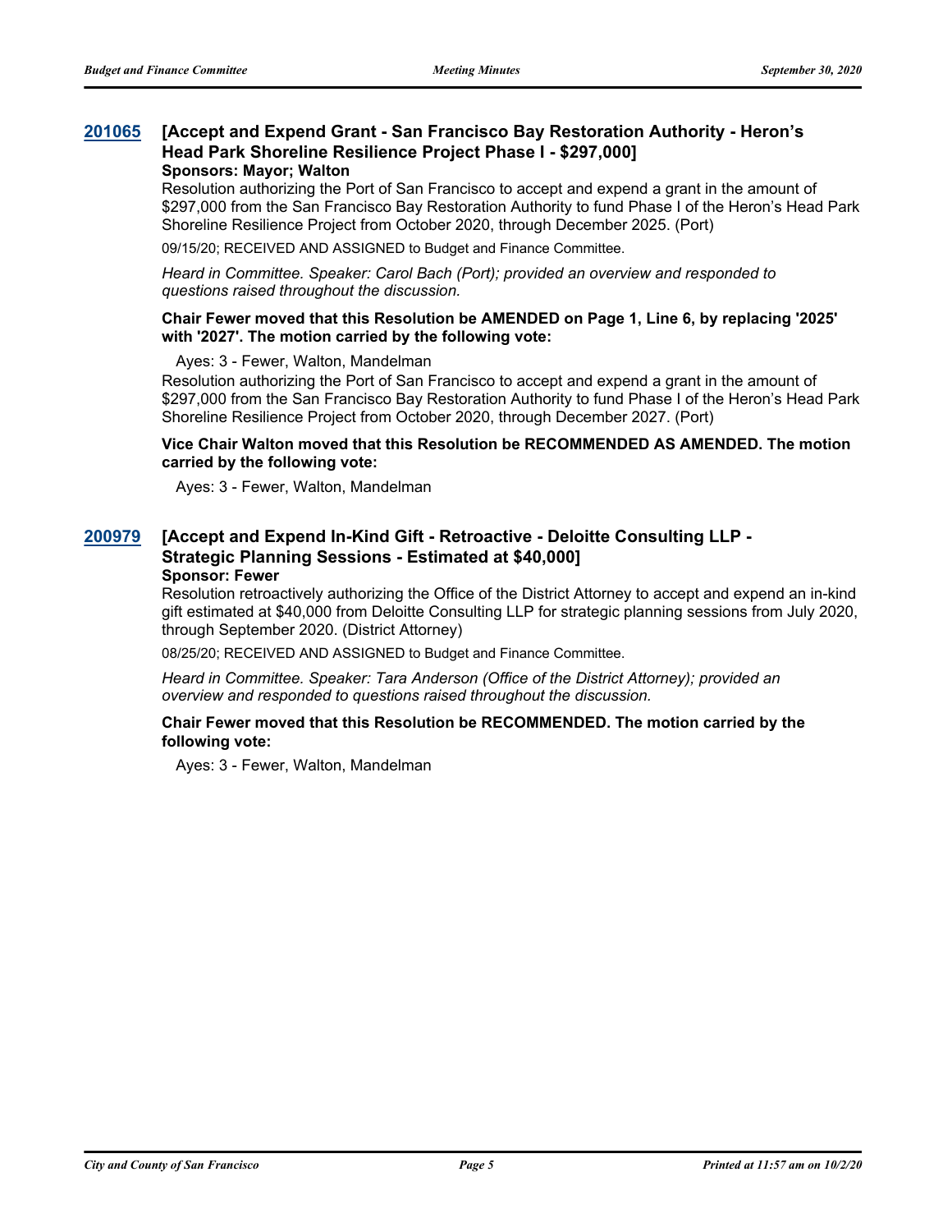### 201065 [Accept and Expend Grant - San Francisco Bay Restoration Authority - Heron's Head Park Shoreline Resilience Project Phase I - $297,000]

**Sponsors: Mayor; Walton**

Resolution authorizing the Port of San Francisco to accept and expend a grant in the amount of $297,000 from the San Francisco Bay Restoration Authority to fund Phase I of the Heron's Head Park Shoreline Resilience Project from October 2020, through December 2025. (Port)

09/15/20; RECEIVED AND ASSIGNED to Budget and Finance Committee.

*Heard in Committee. Speaker: Carol Bach (Port); provided an overview and responded to questions raised throughout the discussion.*

**Chair Fewer moved that this Resolution be AMENDED on Page 1, Line 6, by replacing '2025' with '2027'. The motion carried by the following vote:**

Ayes: 3 - Fewer, Walton, Mandelman

Resolution authorizing the Port of San Francisco to accept and expend a grant in the amount of $297,000 from the San Francisco Bay Restoration Authority to fund Phase I of the Heron's Head Park Shoreline Resilience Project from October 2020, through December 2027. (Port)

**Vice Chair Walton moved that this Resolution be RECOMMENDED AS AMENDED. The motion carried by the following vote:**

Ayes: 3 - Fewer, Walton, Mandelman

### 200979 [Accept and Expend In-Kind Gift - Retroactive - Deloitte Consulting LLP - Strategic Planning Sessions - Estimated at $40,000]

**Sponsor: Fewer**

Resolution retroactively authorizing the Office of the District Attorney to accept and expend an in-kind gift estimated at $40,000 from Deloitte Consulting LLP for strategic planning sessions from July 2020, through September 2020. (District Attorney)

08/25/20; RECEIVED AND ASSIGNED to Budget and Finance Committee.

*Heard in Committee. Speaker: Tara Anderson (Office of the District Attorney); provided an overview and responded to questions raised throughout the discussion.*

**Chair Fewer moved that this Resolution be RECOMMENDED. The motion carried by the following vote:**

Ayes: 3 - Fewer, Walton, Mandelman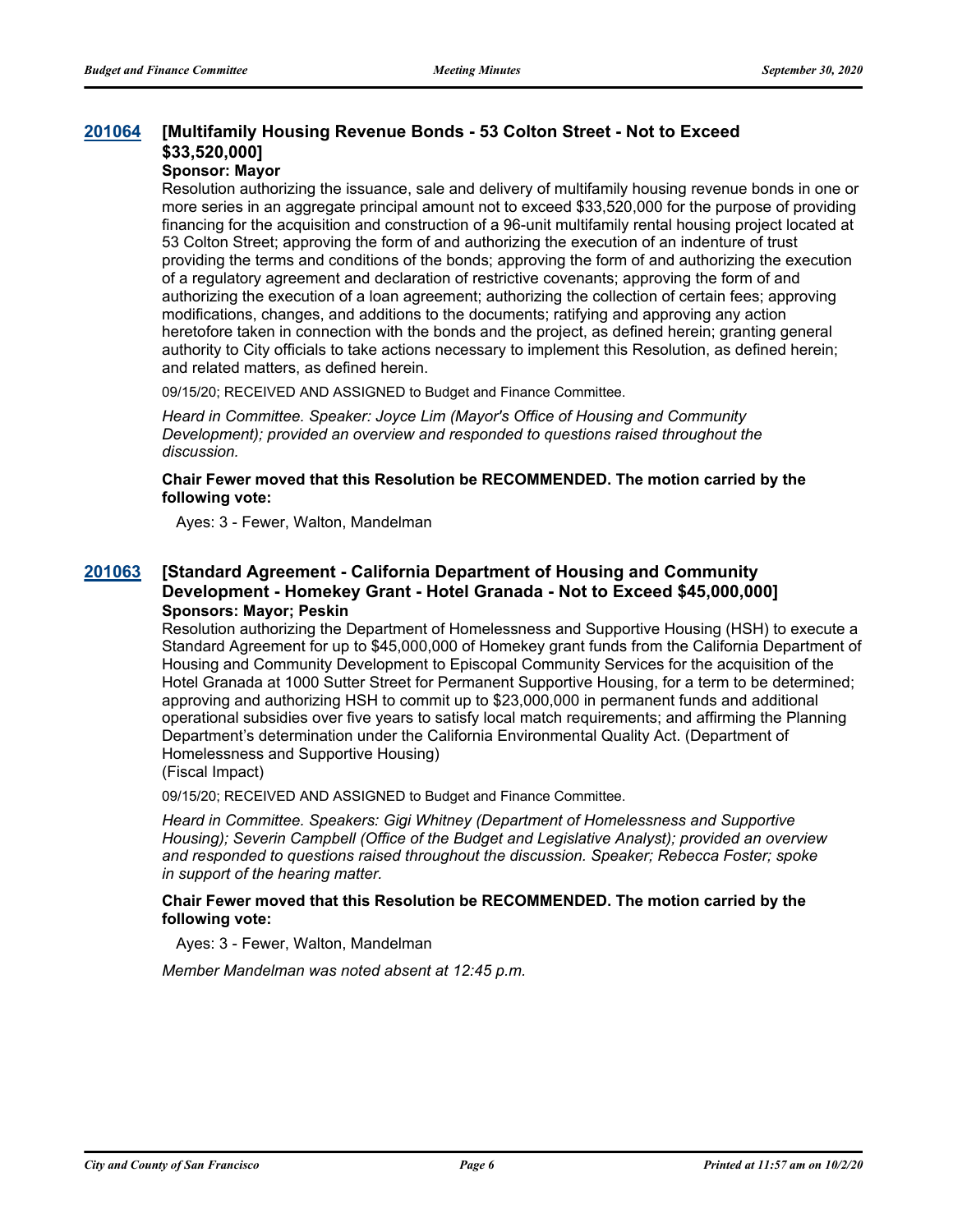### 201064 [Multifamily Housing Revenue Bonds - 53 Colton Street - Not to Exceed $33,520,000]

**Sponsor: Mayor**

Resolution authorizing the issuance, sale and delivery of multifamily housing revenue bonds in one or more series in an aggregate principal amount not to exceed $33,520,000 for the purpose of providing financing for the acquisition and construction of a 96-unit multifamily rental housing project located at 53 Colton Street; approving the form of and authorizing the execution of an indenture of trust providing the terms and conditions of the bonds; approving the form of and authorizing the execution of a regulatory agreement and declaration of restrictive covenants; approving the form of and authorizing the execution of a loan agreement; authorizing the collection of certain fees; approving modifications, changes, and additions to the documents; ratifying and approving any action heretofore taken in connection with the bonds and the project, as defined herein; granting general authority to City officials to take actions necessary to implement this Resolution, as defined herein; and related matters, as defined herein.

09/15/20; RECEIVED AND ASSIGNED to Budget and Finance Committee.

*Heard in Committee. Speaker: Joyce Lim (Mayor's Office of Housing and Community Development); provided an overview and responded to questions raised throughout the discussion.*

**Chair Fewer moved that this Resolution be RECOMMENDED. The motion carried by the following vote:**

Ayes: 3 - Fewer, Walton, Mandelman

### 201063 [Standard Agreement - California Department of Housing and Community Development - Homekey Grant - Hotel Granada - Not to Exceed $45,000,000]

**Sponsors: Mayor; Peskin**

Resolution authorizing the Department of Homelessness and Supportive Housing (HSH) to execute a Standard Agreement for up to $45,000,000 of Homekey grant funds from the California Department of Housing and Community Development to Episcopal Community Services for the acquisition of the Hotel Granada at 1000 Sutter Street for Permanent Supportive Housing, for a term to be determined; approving and authorizing HSH to commit up to $23,000,000 in permanent funds and additional operational subsidies over five years to satisfy local match requirements; and affirming the Planning Department's determination under the California Environmental Quality Act. (Department of Homelessness and Supportive Housing)

(Fiscal Impact)

09/15/20; RECEIVED AND ASSIGNED to Budget and Finance Committee.

*Heard in Committee. Speakers: Gigi Whitney (Department of Homelessness and Supportive Housing); Severin Campbell (Office of the Budget and Legislative Analyst); provided an overview and responded to questions raised throughout the discussion. Speaker; Rebecca Foster; spoke in support of the hearing matter.*

**Chair Fewer moved that this Resolution be RECOMMENDED. The motion carried by the following vote:**

Ayes: 3 - Fewer, Walton, Mandelman

*Member Mandelman was noted absent at 12:45 p.m.*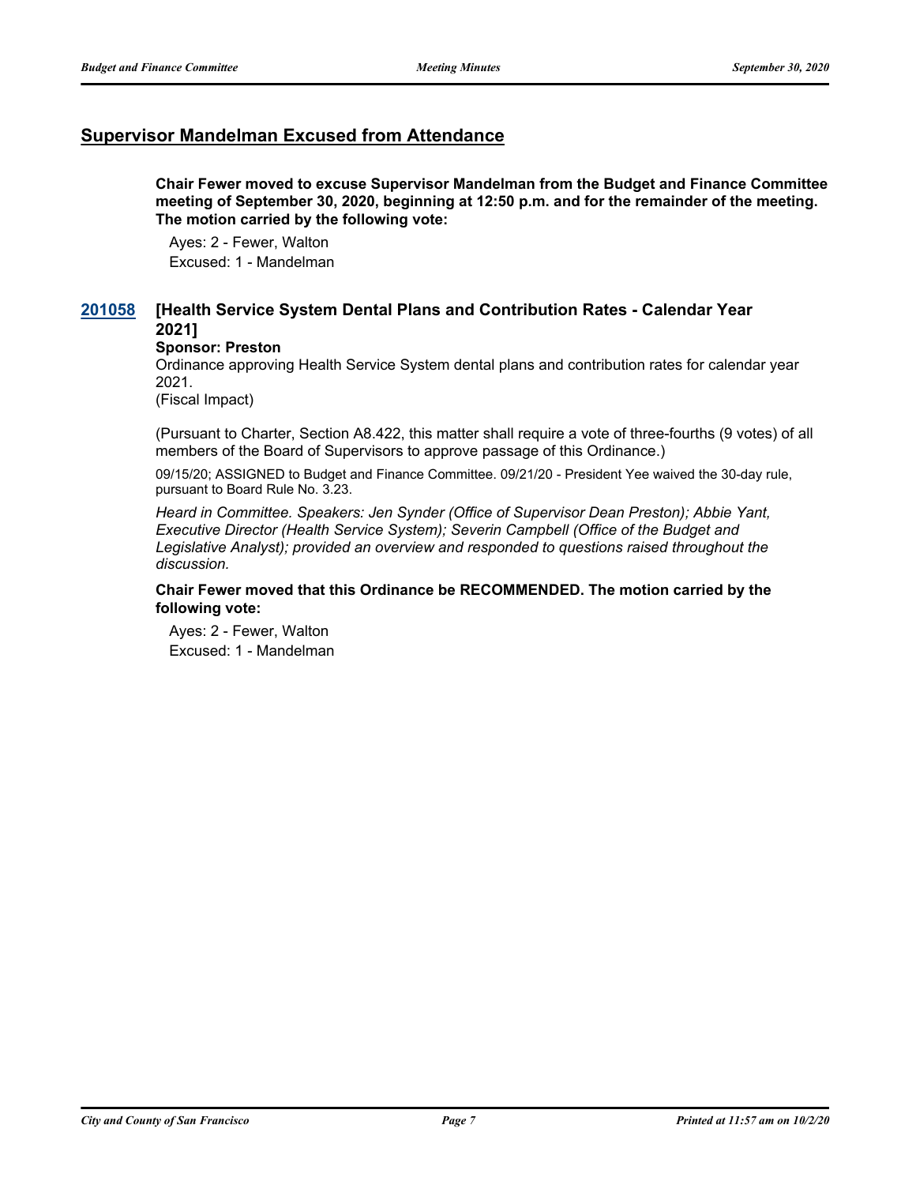## Supervisor Mandelman Excused from Attendance

**Chair Fewer moved to excuse Supervisor Mandelman from the Budget and Finance Committee meeting of September 30, 2020, beginning at 12:50 p.m. and for the remainder of the meeting. The motion carried by the following vote:**

Ayes: 2 - Fewer, Walton
Excused: 1 - Mandelman

### 201058 [Health Service System Dental Plans and Contribution Rates - Calendar Year 2021]

**Sponsor: Preston**

Ordinance approving Health Service System dental plans and contribution rates for calendar year 2021.
(Fiscal Impact)

(Pursuant to Charter, Section A8.422, this matter shall require a vote of three-fourths (9 votes) of all members of the Board of Supervisors to approve passage of this Ordinance.)

09/15/20; ASSIGNED to Budget and Finance Committee. 09/21/20 - President Yee waived the 30-day rule, pursuant to Board Rule No. 3.23.

*Heard in Committee. Speakers: Jen Synder (Office of Supervisor Dean Preston); Abbie Yant, Executive Director (Health Service System); Severin Campbell (Office of the Budget and Legislative Analyst); provided an overview and responded to questions raised throughout the discussion.*

**Chair Fewer moved that this Ordinance be RECOMMENDED. The motion carried by the following vote:**

Ayes: 2 - Fewer, Walton
Excused: 1 - Mandelman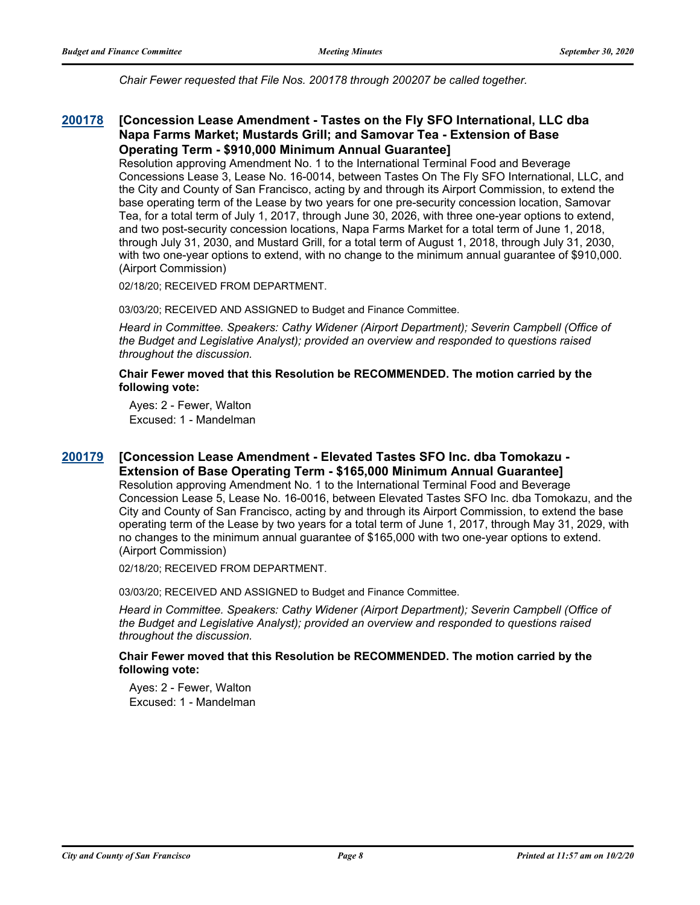*Chair Fewer requested that File Nos. 200178 through 200207 be called together.*

### 200178 [Concession Lease Amendment - Tastes on the Fly SFO International, LLC dba Napa Farms Market; Mustards Grill; and Samovar Tea - Extension of Base Operating Term - $910,000 Minimum Annual Guarantee]

Resolution approving Amendment No. 1 to the International Terminal Food and Beverage Concessions Lease 3, Lease No. 16-0014, between Tastes On The Fly SFO International, LLC, and the City and County of San Francisco, acting by and through its Airport Commission, to extend the base operating term of the Lease by two years for one pre-security concession location, Samovar Tea, for a total term of July 1, 2017, through June 30, 2026, with three one-year options to extend, and two post-security concession locations, Napa Farms Market for a total term of June 1, 2018, through July 31, 2030, and Mustard Grill, for a total term of August 1, 2018, through July 31, 2030, with two one-year options to extend, with no change to the minimum annual guarantee of $910,000. (Airport Commission)

02/18/20; RECEIVED FROM DEPARTMENT.

03/03/20; RECEIVED AND ASSIGNED to Budget and Finance Committee.

*Heard in Committee. Speakers: Cathy Widener (Airport Department); Severin Campbell (Office of the Budget and Legislative Analyst); provided an overview and responded to questions raised throughout the discussion.*

**Chair Fewer moved that this Resolution be RECOMMENDED. The motion carried by the following vote:**

Ayes: 2 - Fewer, Walton
Excused: 1 - Mandelman

### 200179 [Concession Lease Amendment - Elevated Tastes SFO Inc. dba Tomokazu - Extension of Base Operating Term - $165,000 Minimum Annual Guarantee]

Resolution approving Amendment No. 1 to the International Terminal Food and Beverage Concession Lease 5, Lease No. 16-0016, between Elevated Tastes SFO Inc. dba Tomokazu, and the City and County of San Francisco, acting by and through its Airport Commission, to extend the base operating term of the Lease by two years for a total term of June 1, 2017, through May 31, 2029, with no changes to the minimum annual guarantee of $165,000 with two one-year options to extend. (Airport Commission)

02/18/20; RECEIVED FROM DEPARTMENT.

03/03/20; RECEIVED AND ASSIGNED to Budget and Finance Committee.

*Heard in Committee. Speakers: Cathy Widener (Airport Department); Severin Campbell (Office of the Budget and Legislative Analyst); provided an overview and responded to questions raised throughout the discussion.*

**Chair Fewer moved that this Resolution be RECOMMENDED. The motion carried by the following vote:**

Ayes: 2 - Fewer, Walton
Excused: 1 - Mandelman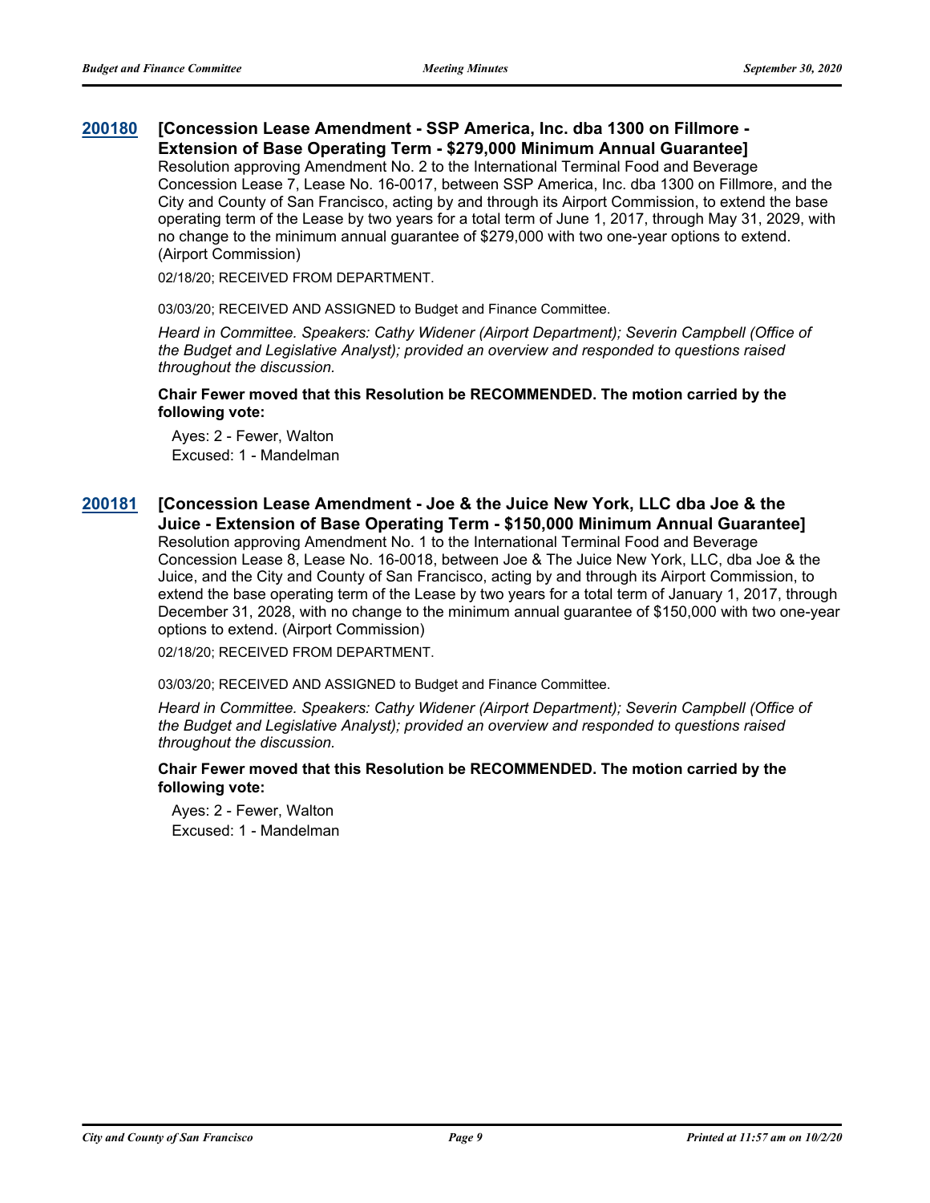**200180 [Concession Lease Amendment - SSP America, Inc. dba 1300 on Fillmore - Extension of Base Operating Term - $279,000 Minimum Annual Guarantee]**

Resolution approving Amendment No. 2 to the International Terminal Food and Beverage Concession Lease 7, Lease No. 16-0017, between SSP America, Inc. dba 1300 on Fillmore, and the City and County of San Francisco, acting by and through its Airport Commission, to extend the base operating term of the Lease by two years for a total term of June 1, 2017, through May 31, 2029, with no change to the minimum annual guarantee of $279,000 with two one-year options to extend. (Airport Commission)

02/18/20; RECEIVED FROM DEPARTMENT.

03/03/20; RECEIVED AND ASSIGNED to Budget and Finance Committee.

*Heard in Committee. Speakers: Cathy Widener (Airport Department); Severin Campbell (Office of the Budget and Legislative Analyst); provided an overview and responded to questions raised throughout the discussion.*

**Chair Fewer moved that this Resolution be RECOMMENDED. The motion carried by the following vote:**

Ayes: 2 - Fewer, Walton
Excused: 1 - Mandelman

**200181 [Concession Lease Amendment - Joe & the Juice New York, LLC dba Joe & the Juice - Extension of Base Operating Term - $150,000 Minimum Annual Guarantee]**

Resolution approving Amendment No. 1 to the International Terminal Food and Beverage Concession Lease 8, Lease No. 16-0018, between Joe & The Juice New York, LLC, dba Joe & the Juice, and the City and County of San Francisco, acting by and through its Airport Commission, to extend the base operating term of the Lease by two years for a total term of January 1, 2017, through December 31, 2028, with no change to the minimum annual guarantee of $150,000 with two one-year options to extend. (Airport Commission)

02/18/20; RECEIVED FROM DEPARTMENT.

03/03/20; RECEIVED AND ASSIGNED to Budget and Finance Committee.

*Heard in Committee. Speakers: Cathy Widener (Airport Department); Severin Campbell (Office of the Budget and Legislative Analyst); provided an overview and responded to questions raised throughout the discussion.*

**Chair Fewer moved that this Resolution be RECOMMENDED. The motion carried by the following vote:**

Ayes: 2 - Fewer, Walton
Excused: 1 - Mandelman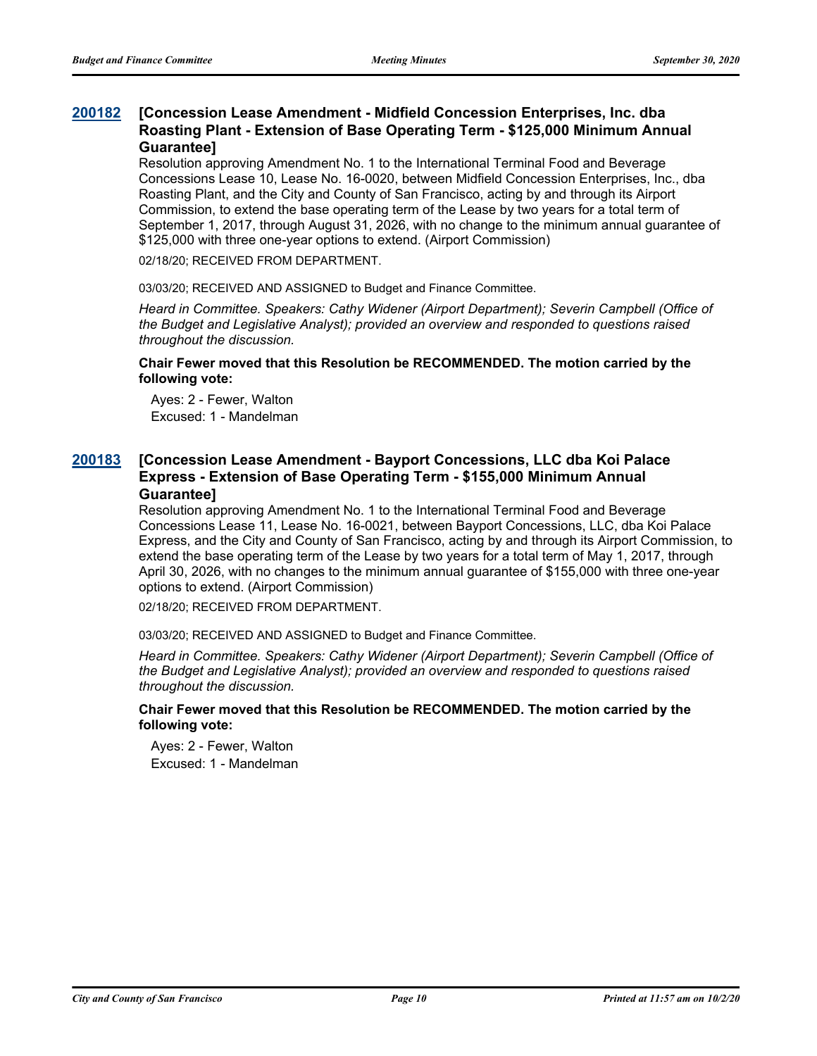### 200182 [Concession Lease Amendment - Midfield Concession Enterprises, Inc. dba Roasting Plant - Extension of Base Operating Term - $125,000 Minimum Annual Guarantee]

Resolution approving Amendment No. 1 to the International Terminal Food and Beverage Concessions Lease 10, Lease No. 16-0020, between Midfield Concession Enterprises, Inc., dba Roasting Plant, and the City and County of San Francisco, acting by and through its Airport Commission, to extend the base operating term of the Lease by two years for a total term of September 1, 2017, through August 31, 2026, with no change to the minimum annual guarantee of $125,000 with three one-year options to extend. (Airport Commission)

02/18/20; RECEIVED FROM DEPARTMENT.

03/03/20; RECEIVED AND ASSIGNED to Budget and Finance Committee.

*Heard in Committee. Speakers: Cathy Widener (Airport Department); Severin Campbell (Office of the Budget and Legislative Analyst); provided an overview and responded to questions raised throughout the discussion.*

**Chair Fewer moved that this Resolution be RECOMMENDED. The motion carried by the following vote:**

Ayes: 2 - Fewer, Walton
Excused: 1 - Mandelman

### 200183 [Concession Lease Amendment - Bayport Concessions, LLC dba Koi Palace Express - Extension of Base Operating Term - $155,000 Minimum Annual Guarantee]

Resolution approving Amendment No. 1 to the International Terminal Food and Beverage Concessions Lease 11, Lease No. 16-0021, between Bayport Concessions, LLC, dba Koi Palace Express, and the City and County of San Francisco, acting by and through its Airport Commission, to extend the base operating term of the Lease by two years for a total term of May 1, 2017, through April 30, 2026, with no changes to the minimum annual guarantee of $155,000 with three one-year options to extend. (Airport Commission)

02/18/20; RECEIVED FROM DEPARTMENT.

03/03/20; RECEIVED AND ASSIGNED to Budget and Finance Committee.

*Heard in Committee. Speakers: Cathy Widener (Airport Department); Severin Campbell (Office of the Budget and Legislative Analyst); provided an overview and responded to questions raised throughout the discussion.*

**Chair Fewer moved that this Resolution be RECOMMENDED. The motion carried by the following vote:**

Ayes: 2 - Fewer, Walton
Excused: 1 - Mandelman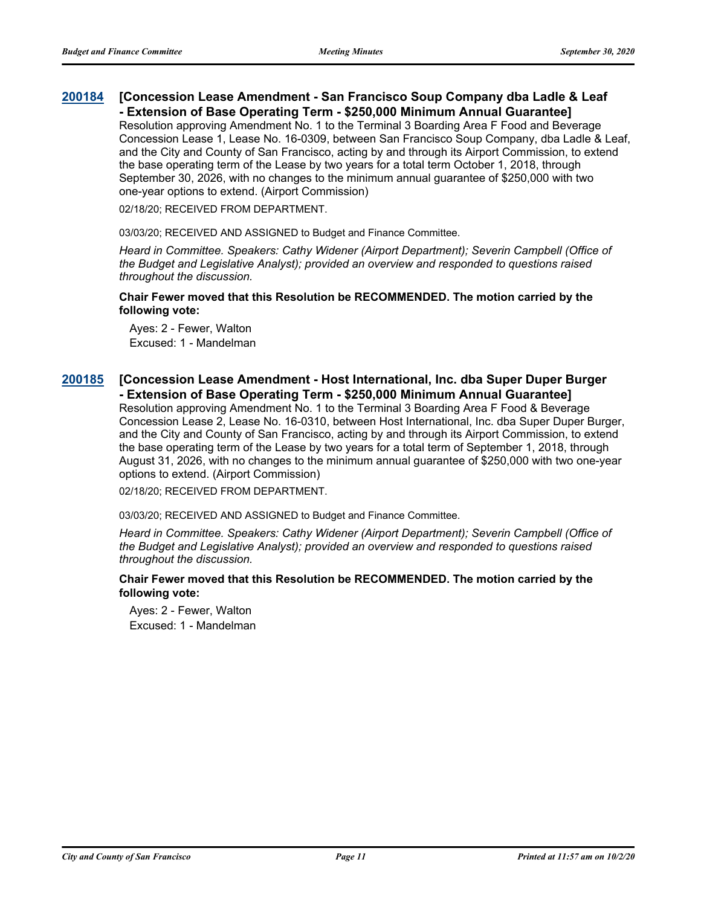### 200184 [Concession Lease Amendment - San Francisco Soup Company dba Ladle & Leaf - Extension of Base Operating Term - $250,000 Minimum Annual Guarantee]

Resolution approving Amendment No. 1 to the Terminal 3 Boarding Area F Food and Beverage Concession Lease 1, Lease No. 16-0309, between San Francisco Soup Company, dba Ladle & Leaf, and the City and County of San Francisco, acting by and through its Airport Commission, to extend the base operating term of the Lease by two years for a total term October 1, 2018, through September 30, 2026, with no changes to the minimum annual guarantee of $250,000 with two one-year options to extend. (Airport Commission)

02/18/20; RECEIVED FROM DEPARTMENT.

03/03/20; RECEIVED AND ASSIGNED to Budget and Finance Committee.

*Heard in Committee. Speakers: Cathy Widener (Airport Department); Severin Campbell (Office of the Budget and Legislative Analyst); provided an overview and responded to questions raised throughout the discussion.*

**Chair Fewer moved that this Resolution be RECOMMENDED. The motion carried by the following vote:**

Ayes: 2 - Fewer, Walton
Excused: 1 - Mandelman

### 200185 [Concession Lease Amendment - Host International, Inc. dba Super Duper Burger - Extension of Base Operating Term - $250,000 Minimum Annual Guarantee]

Resolution approving Amendment No. 1 to the Terminal 3 Boarding Area F Food & Beverage Concession Lease 2, Lease No. 16-0310, between Host International, Inc. dba Super Duper Burger, and the City and County of San Francisco, acting by and through its Airport Commission, to extend the base operating term of the Lease by two years for a total term of September 1, 2018, through August 31, 2026, with no changes to the minimum annual guarantee of $250,000 with two one-year options to extend. (Airport Commission)

02/18/20; RECEIVED FROM DEPARTMENT.

03/03/20; RECEIVED AND ASSIGNED to Budget and Finance Committee.

*Heard in Committee. Speakers: Cathy Widener (Airport Department); Severin Campbell (Office of the Budget and Legislative Analyst); provided an overview and responded to questions raised throughout the discussion.*

**Chair Fewer moved that this Resolution be RECOMMENDED. The motion carried by the following vote:**

Ayes: 2 - Fewer, Walton
Excused: 1 - Mandelman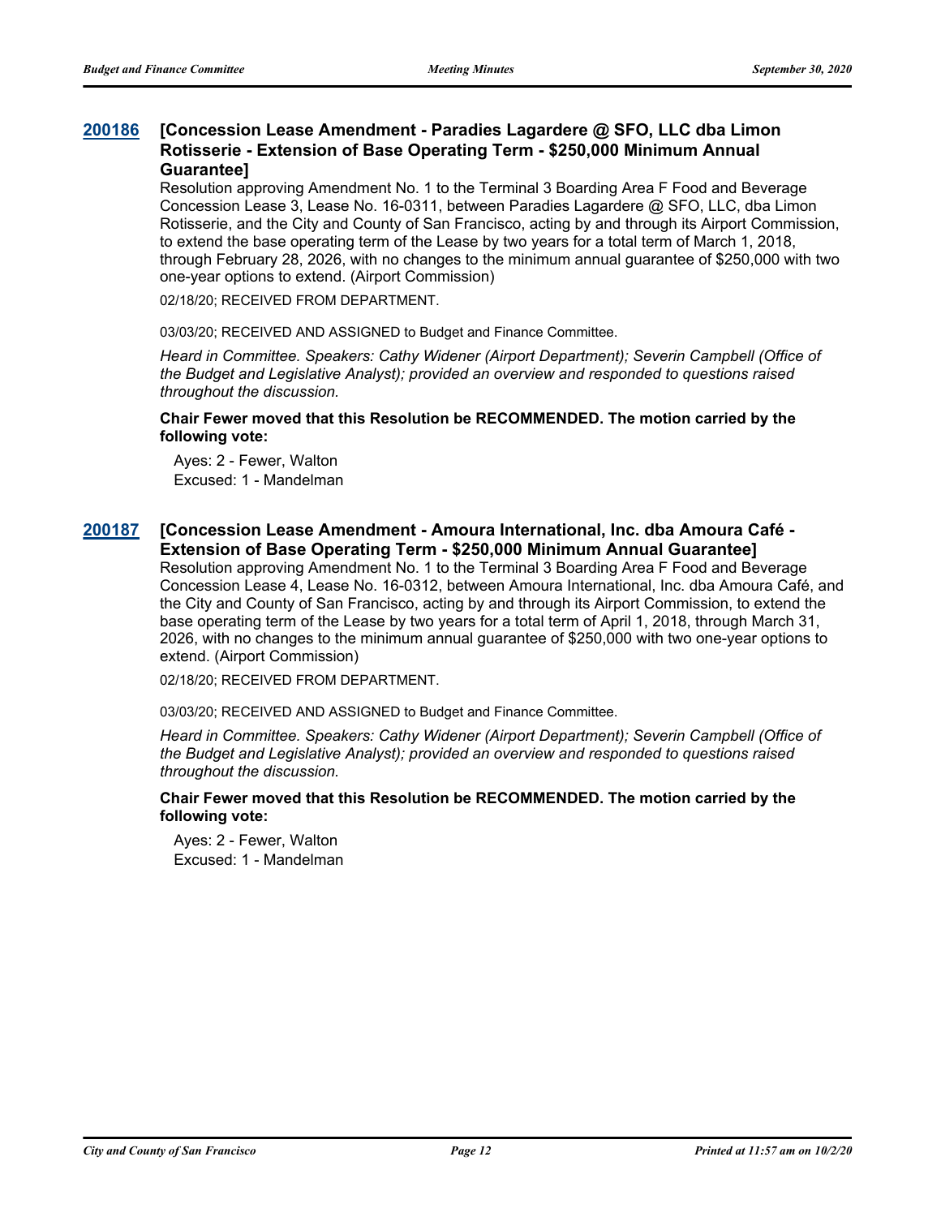### 200186 [Concession Lease Amendment - Paradies Lagardere @ SFO, LLC dba Limon Rotisserie - Extension of Base Operating Term - $250,000 Minimum Annual Guarantee]

Resolution approving Amendment No. 1 to the Terminal 3 Boarding Area F Food and Beverage Concession Lease 3, Lease No. 16-0311, between Paradies Lagardere @ SFO, LLC, dba Limon Rotisserie, and the City and County of San Francisco, acting by and through its Airport Commission, to extend the base operating term of the Lease by two years for a total term of March 1, 2018, through February 28, 2026, with no changes to the minimum annual guarantee of $250,000 with two one-year options to extend. (Airport Commission)

02/18/20; RECEIVED FROM DEPARTMENT.

03/03/20; RECEIVED AND ASSIGNED to Budget and Finance Committee.

*Heard in Committee. Speakers: Cathy Widener (Airport Department); Severin Campbell (Office of the Budget and Legislative Analyst); provided an overview and responded to questions raised throughout the discussion.*

**Chair Fewer moved that this Resolution be RECOMMENDED. The motion carried by the following vote:**

Ayes: 2 - Fewer, Walton
Excused: 1 - Mandelman

### 200187 [Concession Lease Amendment - Amoura International, Inc. dba Amoura Café - Extension of Base Operating Term - $250,000 Minimum Annual Guarantee]

Resolution approving Amendment No. 1 to the Terminal 3 Boarding Area F Food and Beverage Concession Lease 4, Lease No. 16-0312, between Amoura International, Inc. dba Amoura Café, and the City and County of San Francisco, acting by and through its Airport Commission, to extend the base operating term of the Lease by two years for a total term of April 1, 2018, through March 31, 2026, with no changes to the minimum annual guarantee of $250,000 with two one-year options to extend. (Airport Commission)

02/18/20; RECEIVED FROM DEPARTMENT.

03/03/20; RECEIVED AND ASSIGNED to Budget and Finance Committee.

*Heard in Committee. Speakers: Cathy Widener (Airport Department); Severin Campbell (Office of the Budget and Legislative Analyst); provided an overview and responded to questions raised throughout the discussion.*

**Chair Fewer moved that this Resolution be RECOMMENDED. The motion carried by the following vote:**

Ayes: 2 - Fewer, Walton
Excused: 1 - Mandelman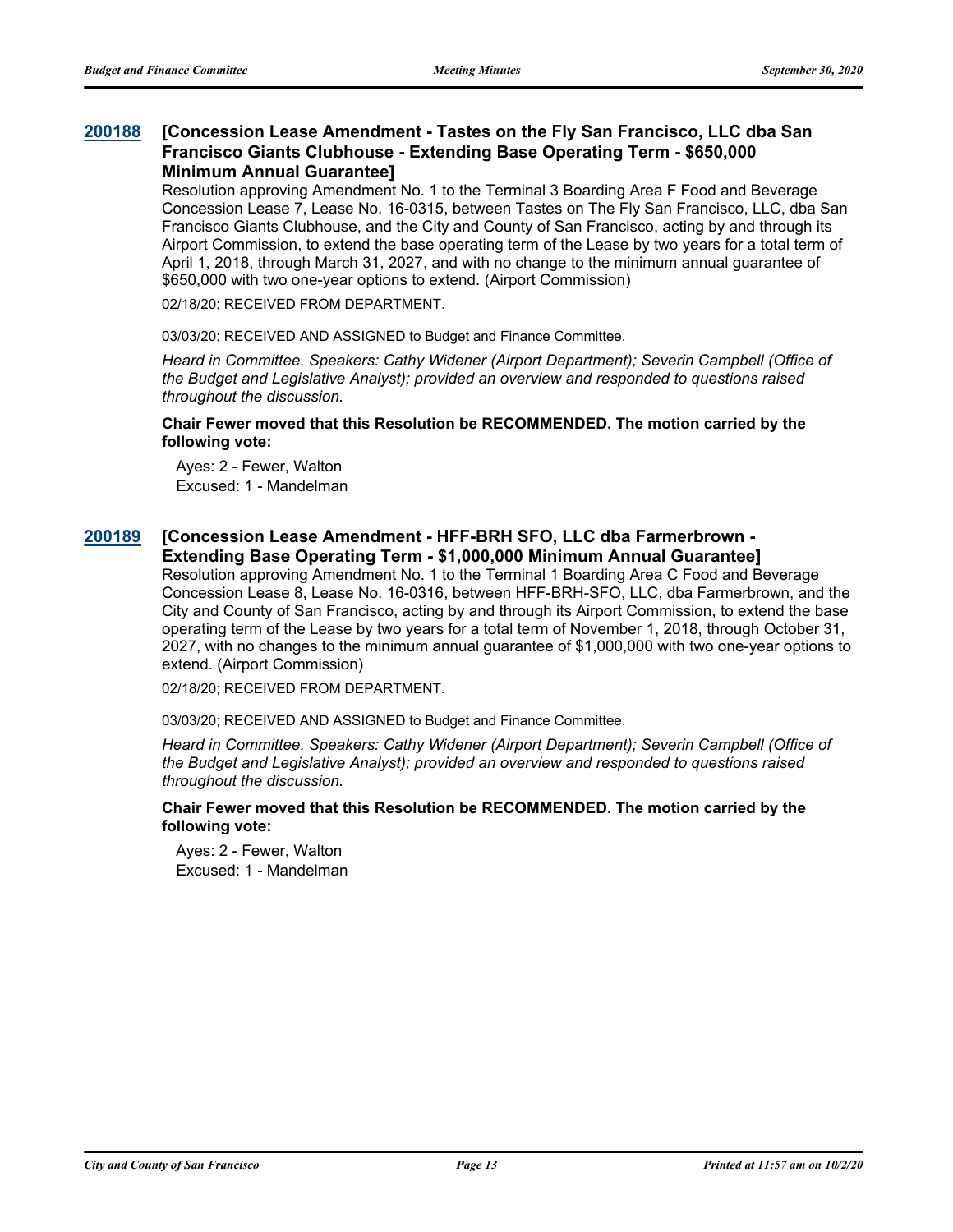### 200188 [Concession Lease Amendment - Tastes on the Fly San Francisco, LLC dba San Francisco Giants Clubhouse - Extending Base Operating Term - $650,000 Minimum Annual Guarantee]

Resolution approving Amendment No. 1 to the Terminal 3 Boarding Area F Food and Beverage Concession Lease 7, Lease No. 16-0315, between Tastes on The Fly San Francisco, LLC, dba San Francisco Giants Clubhouse, and the City and County of San Francisco, acting by and through its Airport Commission, to extend the base operating term of the Lease by two years for a total term of April 1, 2018, through March 31, 2027, and with no change to the minimum annual guarantee of $650,000 with two one-year options to extend. (Airport Commission)

02/18/20; RECEIVED FROM DEPARTMENT.

03/03/20; RECEIVED AND ASSIGNED to Budget and Finance Committee.

*Heard in Committee. Speakers: Cathy Widener (Airport Department); Severin Campbell (Office of the Budget and Legislative Analyst); provided an overview and responded to questions raised throughout the discussion.*

**Chair Fewer moved that this Resolution be RECOMMENDED. The motion carried by the following vote:**

Ayes: 2 - Fewer, Walton
Excused: 1 - Mandelman

### 200189 [Concession Lease Amendment - HFF-BRH SFO, LLC dba Farmerbrown - Extending Base Operating Term - $1,000,000 Minimum Annual Guarantee]

Resolution approving Amendment No. 1 to the Terminal 1 Boarding Area C Food and Beverage Concession Lease 8, Lease No. 16-0316, between HFF-BRH-SFO, LLC, dba Farmerbrown, and the City and County of San Francisco, acting by and through its Airport Commission, to extend the base operating term of the Lease by two years for a total term of November 1, 2018, through October 31, 2027, with no changes to the minimum annual guarantee of $1,000,000 with two one-year options to extend. (Airport Commission)

02/18/20; RECEIVED FROM DEPARTMENT.

03/03/20; RECEIVED AND ASSIGNED to Budget and Finance Committee.

*Heard in Committee. Speakers: Cathy Widener (Airport Department); Severin Campbell (Office of the Budget and Legislative Analyst); provided an overview and responded to questions raised throughout the discussion.*

**Chair Fewer moved that this Resolution be RECOMMENDED. The motion carried by the following vote:**

Ayes: 2 - Fewer, Walton
Excused: 1 - Mandelman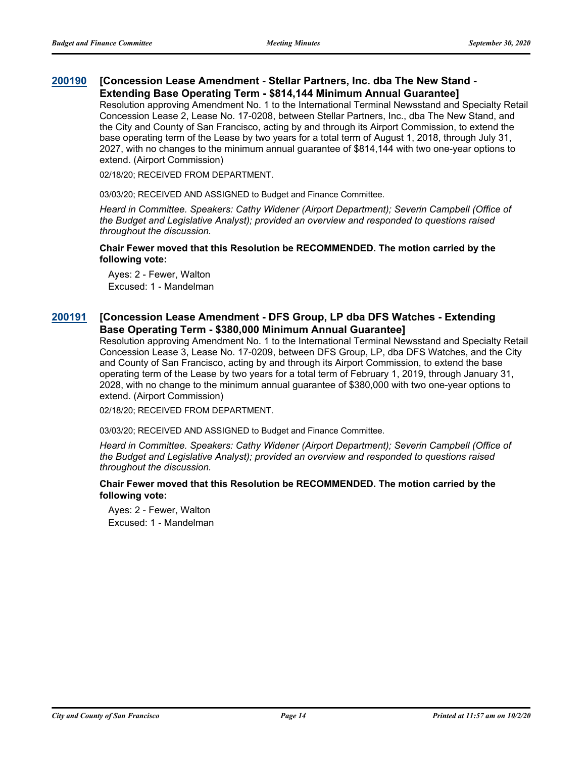**200190 [Concession Lease Amendment - Stellar Partners, Inc. dba The New Stand - Extending Base Operating Term - $814,144 Minimum Annual Guarantee]**

Resolution approving Amendment No. 1 to the International Terminal Newsstand and Specialty Retail Concession Lease 2, Lease No. 17-0208, between Stellar Partners, Inc., dba The New Stand, and the City and County of San Francisco, acting by and through its Airport Commission, to extend the base operating term of the Lease by two years for a total term of August 1, 2018, through July 31, 2027, with no changes to the minimum annual guarantee of $814,144 with two one-year options to extend. (Airport Commission)

02/18/20; RECEIVED FROM DEPARTMENT.

03/03/20; RECEIVED AND ASSIGNED to Budget and Finance Committee.

*Heard in Committee. Speakers: Cathy Widener (Airport Department); Severin Campbell (Office of the Budget and Legislative Analyst); provided an overview and responded to questions raised throughout the discussion.*

**Chair Fewer moved that this Resolution be RECOMMENDED. The motion carried by the following vote:**

Ayes: 2 - Fewer, Walton
Excused: 1 - Mandelman

**200191 [Concession Lease Amendment - DFS Group, LP dba DFS Watches - Extending Base Operating Term - $380,000 Minimum Annual Guarantee]**

Resolution approving Amendment No. 1 to the International Terminal Newsstand and Specialty Retail Concession Lease 3, Lease No. 17-0209, between DFS Group, LP, dba DFS Watches, and the City and County of San Francisco, acting by and through its Airport Commission, to extend the base operating term of the Lease by two years for a total term of February 1, 2019, through January 31, 2028, with no change to the minimum annual guarantee of $380,000 with two one-year options to extend. (Airport Commission)

02/18/20; RECEIVED FROM DEPARTMENT.

03/03/20; RECEIVED AND ASSIGNED to Budget and Finance Committee.

*Heard in Committee. Speakers: Cathy Widener (Airport Department); Severin Campbell (Office of the Budget and Legislative Analyst); provided an overview and responded to questions raised throughout the discussion.*

**Chair Fewer moved that this Resolution be RECOMMENDED. The motion carried by the following vote:**

Ayes: 2 - Fewer, Walton
Excused: 1 - Mandelman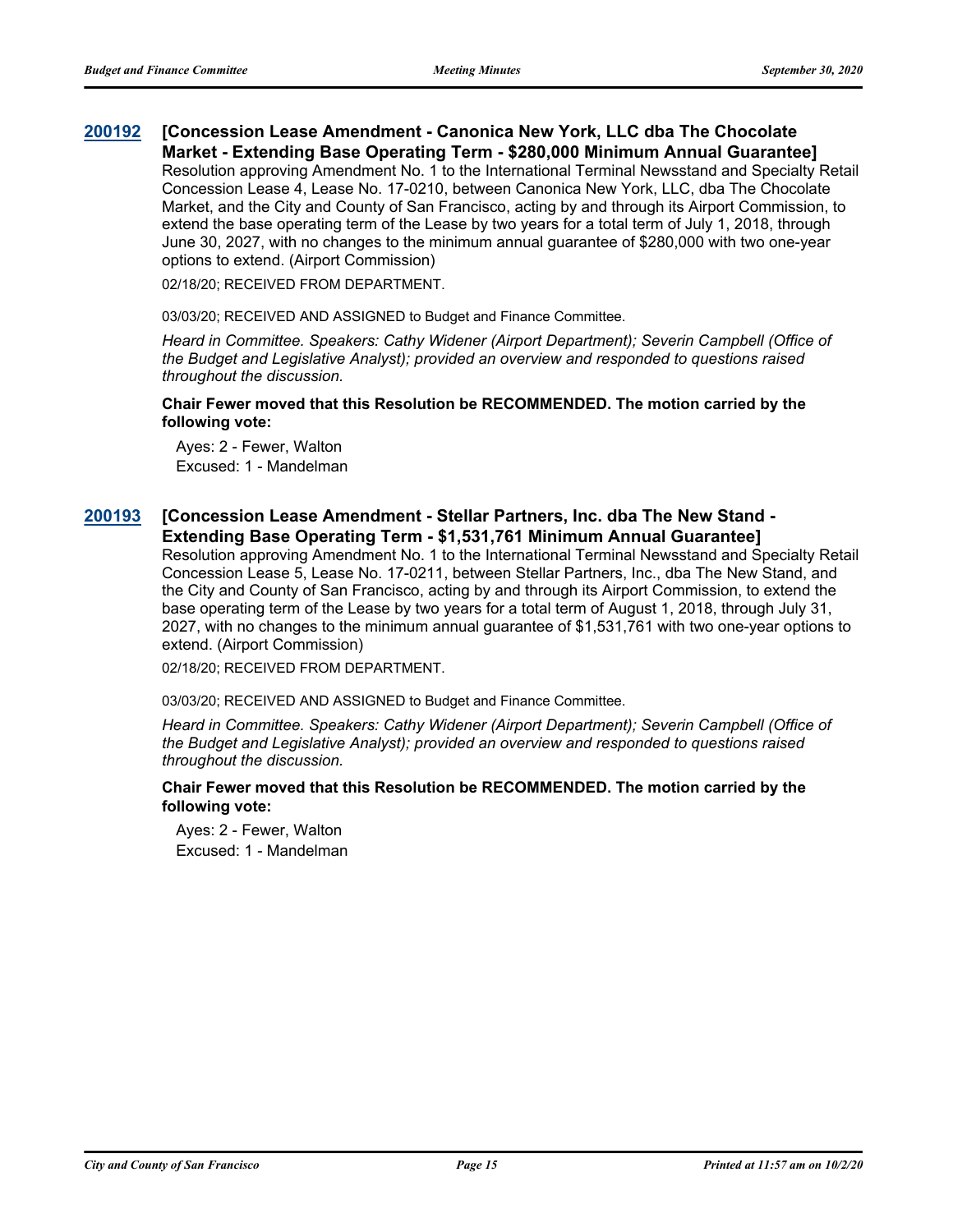**200192** **[Concession Lease Amendment - Canonica New York, LLC dba The Chocolate Market - Extending Base Operating Term - $280,000 Minimum Annual Guarantee]**

Resolution approving Amendment No. 1 to the International Terminal Newsstand and Specialty Retail Concession Lease 4, Lease No. 17-0210, between Canonica New York, LLC, dba The Chocolate Market, and the City and County of San Francisco, acting by and through its Airport Commission, to extend the base operating term of the Lease by two years for a total term of July 1, 2018, through June 30, 2027, with no changes to the minimum annual guarantee of $280,000 with two one-year options to extend. (Airport Commission)

02/18/20; RECEIVED FROM DEPARTMENT.

03/03/20; RECEIVED AND ASSIGNED to Budget and Finance Committee.

*Heard in Committee. Speakers: Cathy Widener (Airport Department); Severin Campbell (Office of the Budget and Legislative Analyst); provided an overview and responded to questions raised throughout the discussion.*

**Chair Fewer moved that this Resolution be RECOMMENDED. The motion carried by the following vote:**

Ayes: 2 - Fewer, Walton
Excused: 1 - Mandelman

**200193** **[Concession Lease Amendment - Stellar Partners, Inc. dba The New Stand - Extending Base Operating Term - $1,531,761 Minimum Annual Guarantee]**

Resolution approving Amendment No. 1 to the International Terminal Newsstand and Specialty Retail Concession Lease 5, Lease No. 17-0211, between Stellar Partners, Inc., dba The New Stand, and the City and County of San Francisco, acting by and through its Airport Commission, to extend the base operating term of the Lease by two years for a total term of August 1, 2018, through July 31, 2027, with no changes to the minimum annual guarantee of $1,531,761 with two one-year options to extend. (Airport Commission)

02/18/20; RECEIVED FROM DEPARTMENT.

03/03/20; RECEIVED AND ASSIGNED to Budget and Finance Committee.

*Heard in Committee. Speakers: Cathy Widener (Airport Department); Severin Campbell (Office of the Budget and Legislative Analyst); provided an overview and responded to questions raised throughout the discussion.*

**Chair Fewer moved that this Resolution be RECOMMENDED. The motion carried by the following vote:**

Ayes: 2 - Fewer, Walton
Excused: 1 - Mandelman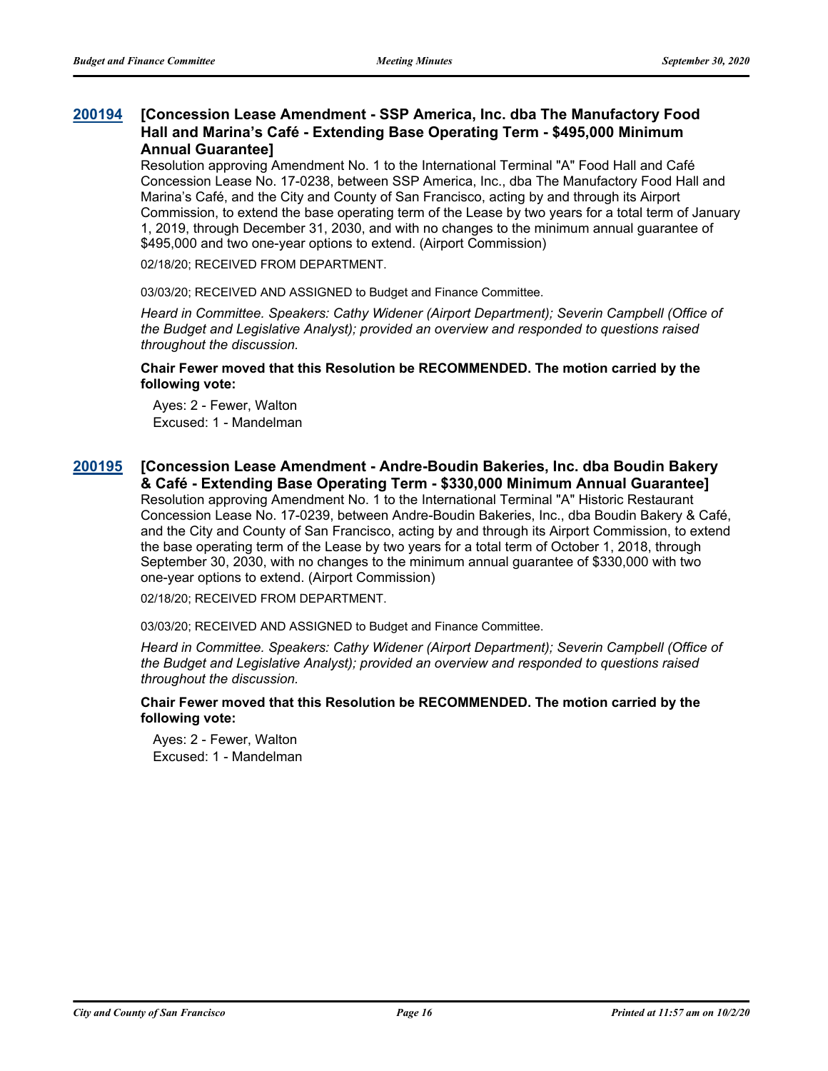### 200194 [Concession Lease Amendment - SSP America, Inc. dba The Manufactory Food Hall and Marina's Café - Extending Base Operating Term - $495,000 Minimum Annual Guarantee]

Resolution approving Amendment No. 1 to the International Terminal "A" Food Hall and Café Concession Lease No. 17-0238, between SSP America, Inc., dba The Manufactory Food Hall and Marina's Café, and the City and County of San Francisco, acting by and through its Airport Commission, to extend the base operating term of the Lease by two years for a total term of January 1, 2019, through December 31, 2030, and with no changes to the minimum annual guarantee of $495,000 and two one-year options to extend. (Airport Commission)

02/18/20; RECEIVED FROM DEPARTMENT.

03/03/20; RECEIVED AND ASSIGNED to Budget and Finance Committee.

*Heard in Committee. Speakers: Cathy Widener (Airport Department); Severin Campbell (Office of the Budget and Legislative Analyst); provided an overview and responded to questions raised throughout the discussion.*

**Chair Fewer moved that this Resolution be RECOMMENDED. The motion carried by the following vote:**

Ayes: 2 - Fewer, Walton
Excused: 1 - Mandelman

### 200195 [Concession Lease Amendment - Andre-Boudin Bakeries, Inc. dba Boudin Bakery & Café - Extending Base Operating Term - $330,000 Minimum Annual Guarantee]

Resolution approving Amendment No. 1 to the International Terminal "A" Historic Restaurant Concession Lease No. 17-0239, between Andre-Boudin Bakeries, Inc., dba Boudin Bakery & Café, and the City and County of San Francisco, acting by and through its Airport Commission, to extend the base operating term of the Lease by two years for a total term of October 1, 2018, through September 30, 2030, with no changes to the minimum annual guarantee of $330,000 with two one-year options to extend. (Airport Commission)

02/18/20; RECEIVED FROM DEPARTMENT.

03/03/20; RECEIVED AND ASSIGNED to Budget and Finance Committee.

*Heard in Committee. Speakers: Cathy Widener (Airport Department); Severin Campbell (Office of the Budget and Legislative Analyst); provided an overview and responded to questions raised throughout the discussion.*

**Chair Fewer moved that this Resolution be RECOMMENDED. The motion carried by the following vote:**

Ayes: 2 - Fewer, Walton
Excused: 1 - Mandelman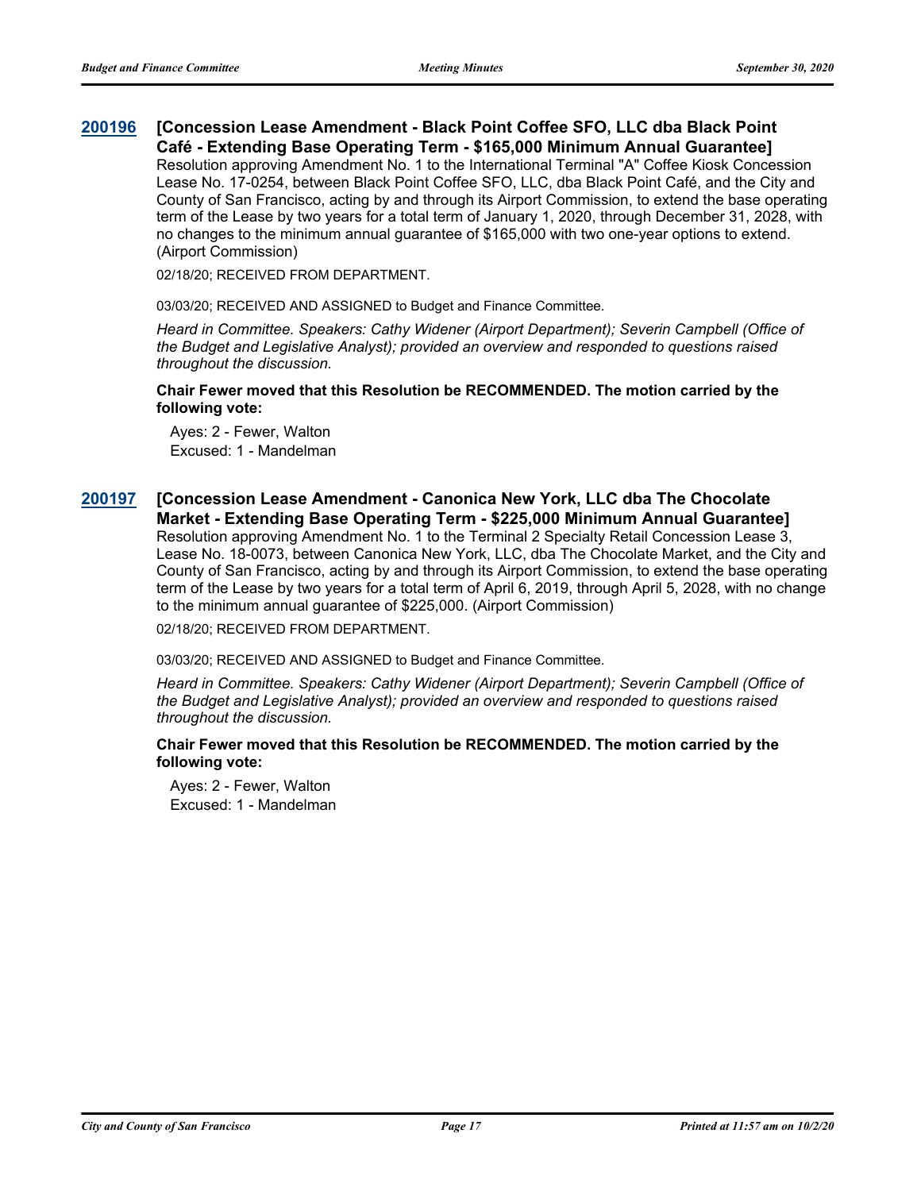**200196 [Concession Lease Amendment - Black Point Coffee SFO, LLC dba Black Point Café - Extending Base Operating Term - $165,000 Minimum Annual Guarantee]**

Resolution approving Amendment No. 1 to the International Terminal "A" Coffee Kiosk Concession Lease No. 17-0254, between Black Point Coffee SFO, LLC, dba Black Point Café, and the City and County of San Francisco, acting by and through its Airport Commission, to extend the base operating term of the Lease by two years for a total term of January 1, 2020, through December 31, 2028, with no changes to the minimum annual guarantee of $165,000 with two one-year options to extend. (Airport Commission)

02/18/20; RECEIVED FROM DEPARTMENT.

03/03/20; RECEIVED AND ASSIGNED to Budget and Finance Committee.

*Heard in Committee. Speakers: Cathy Widener (Airport Department); Severin Campbell (Office of the Budget and Legislative Analyst); provided an overview and responded to questions raised throughout the discussion.*

**Chair Fewer moved that this Resolution be RECOMMENDED. The motion carried by the following vote:**

Ayes: 2 - Fewer, Walton
Excused: 1 - Mandelman

**200197 [Concession Lease Amendment - Canonica New York, LLC dba The Chocolate Market - Extending Base Operating Term - $225,000 Minimum Annual Guarantee]**

Resolution approving Amendment No. 1 to the Terminal 2 Specialty Retail Concession Lease 3, Lease No. 18-0073, between Canonica New York, LLC, dba The Chocolate Market, and the City and County of San Francisco, acting by and through its Airport Commission, to extend the base operating term of the Lease by two years for a total term of April 6, 2019, through April 5, 2028, with no change to the minimum annual guarantee of $225,000. (Airport Commission)

02/18/20; RECEIVED FROM DEPARTMENT.

03/03/20; RECEIVED AND ASSIGNED to Budget and Finance Committee.

*Heard in Committee. Speakers: Cathy Widener (Airport Department); Severin Campbell (Office of the Budget and Legislative Analyst); provided an overview and responded to questions raised throughout the discussion.*

**Chair Fewer moved that this Resolution be RECOMMENDED. The motion carried by the following vote:**

Ayes: 2 - Fewer, Walton
Excused: 1 - Mandelman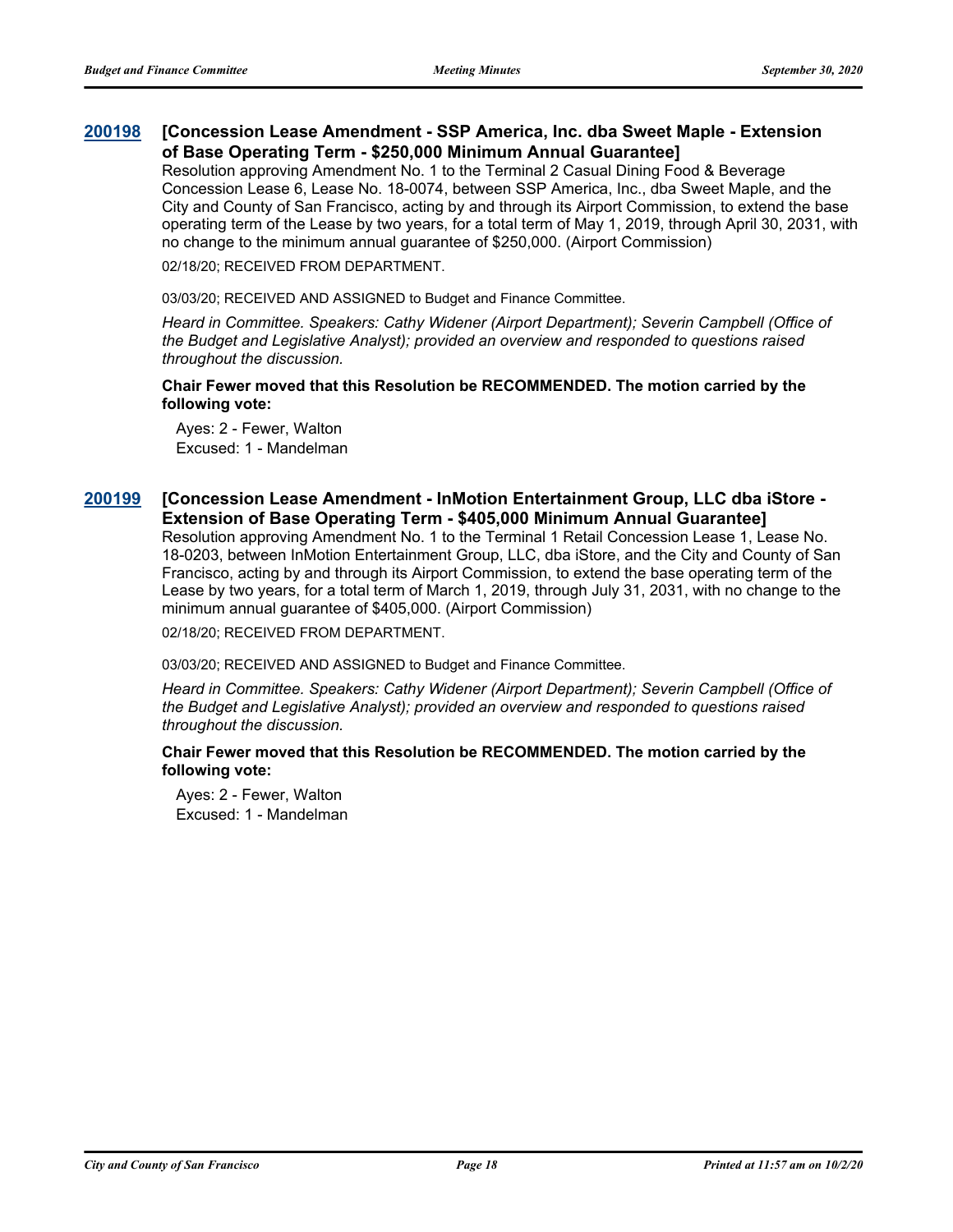**200198 [Concession Lease Amendment - SSP America, Inc. dba Sweet Maple - Extension of Base Operating Term - $250,000 Minimum Annual Guarantee]**

Resolution approving Amendment No. 1 to the Terminal 2 Casual Dining Food & Beverage Concession Lease 6, Lease No. 18-0074, between SSP America, Inc., dba Sweet Maple, and the City and County of San Francisco, acting by and through its Airport Commission, to extend the base operating term of the Lease by two years, for a total term of May 1, 2019, through April 30, 2031, with no change to the minimum annual guarantee of $250,000. (Airport Commission)

02/18/20; RECEIVED FROM DEPARTMENT.

03/03/20; RECEIVED AND ASSIGNED to Budget and Finance Committee.

*Heard in Committee. Speakers: Cathy Widener (Airport Department); Severin Campbell (Office of the Budget and Legislative Analyst); provided an overview and responded to questions raised throughout the discussion.*

**Chair Fewer moved that this Resolution be RECOMMENDED. The motion carried by the following vote:**

Ayes: 2 - Fewer, Walton
Excused: 1 - Mandelman

**200199 [Concession Lease Amendment - InMotion Entertainment Group, LLC dba iStore - Extension of Base Operating Term - $405,000 Minimum Annual Guarantee]**

Resolution approving Amendment No. 1 to the Terminal 1 Retail Concession Lease 1, Lease No. 18-0203, between InMotion Entertainment Group, LLC, dba iStore, and the City and County of San Francisco, acting by and through its Airport Commission, to extend the base operating term of the Lease by two years, for a total term of March 1, 2019, through July 31, 2031, with no change to the minimum annual guarantee of $405,000. (Airport Commission)

02/18/20; RECEIVED FROM DEPARTMENT.

03/03/20; RECEIVED AND ASSIGNED to Budget and Finance Committee.

*Heard in Committee. Speakers: Cathy Widener (Airport Department); Severin Campbell (Office of the Budget and Legislative Analyst); provided an overview and responded to questions raised throughout the discussion.*

**Chair Fewer moved that this Resolution be RECOMMENDED. The motion carried by the following vote:**

Ayes: 2 - Fewer, Walton
Excused: 1 - Mandelman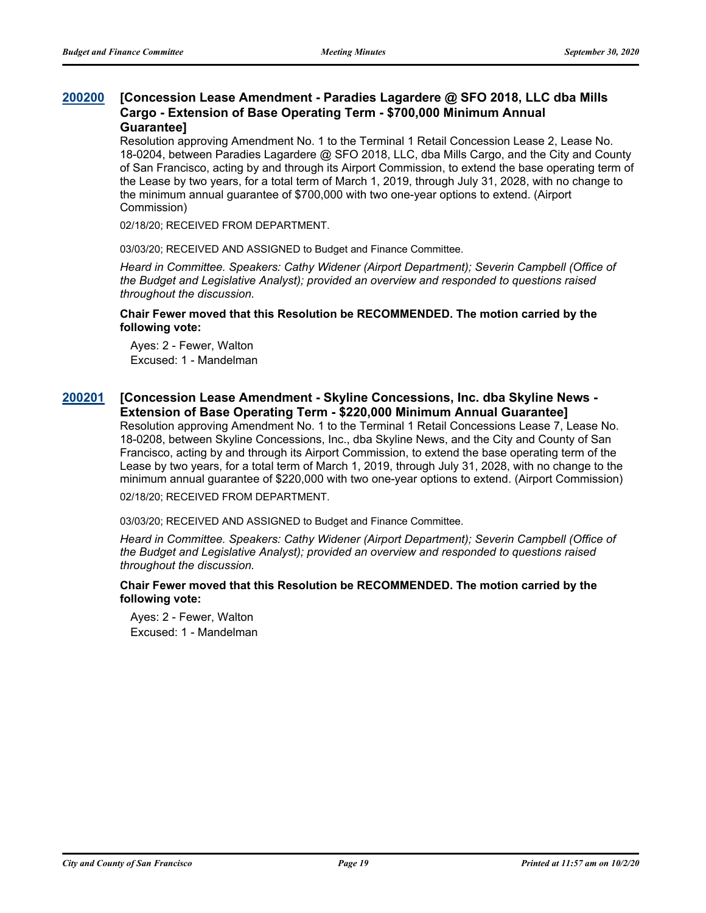**200200 [Concession Lease Amendment - Paradies Lagardere @ SFO 2018, LLC dba Mills Cargo - Extension of Base Operating Term - $700,000 Minimum Annual Guarantee]**

Resolution approving Amendment No. 1 to the Terminal 1 Retail Concession Lease 2, Lease No. 18-0204, between Paradies Lagardere @ SFO 2018, LLC, dba Mills Cargo, and the City and County of San Francisco, acting by and through its Airport Commission, to extend the base operating term of the Lease by two years, for a total term of March 1, 2019, through July 31, 2028, with no change to the minimum annual guarantee of $700,000 with two one-year options to extend. (Airport Commission)

02/18/20; RECEIVED FROM DEPARTMENT.

03/03/20; RECEIVED AND ASSIGNED to Budget and Finance Committee.

*Heard in Committee. Speakers: Cathy Widener (Airport Department); Severin Campbell (Office of the Budget and Legislative Analyst); provided an overview and responded to questions raised throughout the discussion.*

**Chair Fewer moved that this Resolution be RECOMMENDED. The motion carried by the following vote:**

Ayes: 2 - Fewer, Walton
Excused: 1 - Mandelman

**200201 [Concession Lease Amendment - Skyline Concessions, Inc. dba Skyline News - Extension of Base Operating Term - $220,000 Minimum Annual Guarantee]**

Resolution approving Amendment No. 1 to the Terminal 1 Retail Concessions Lease 7, Lease No. 18-0208, between Skyline Concessions, Inc., dba Skyline News, and the City and County of San Francisco, acting by and through its Airport Commission, to extend the base operating term of the Lease by two years, for a total term of March 1, 2019, through July 31, 2028, with no change to the minimum annual guarantee of $220,000 with two one-year options to extend. (Airport Commission)

02/18/20; RECEIVED FROM DEPARTMENT.

03/03/20; RECEIVED AND ASSIGNED to Budget and Finance Committee.

*Heard in Committee. Speakers: Cathy Widener (Airport Department); Severin Campbell (Office of the Budget and Legislative Analyst); provided an overview and responded to questions raised throughout the discussion.*

**Chair Fewer moved that this Resolution be RECOMMENDED. The motion carried by the following vote:**

Ayes: 2 - Fewer, Walton
Excused: 1 - Mandelman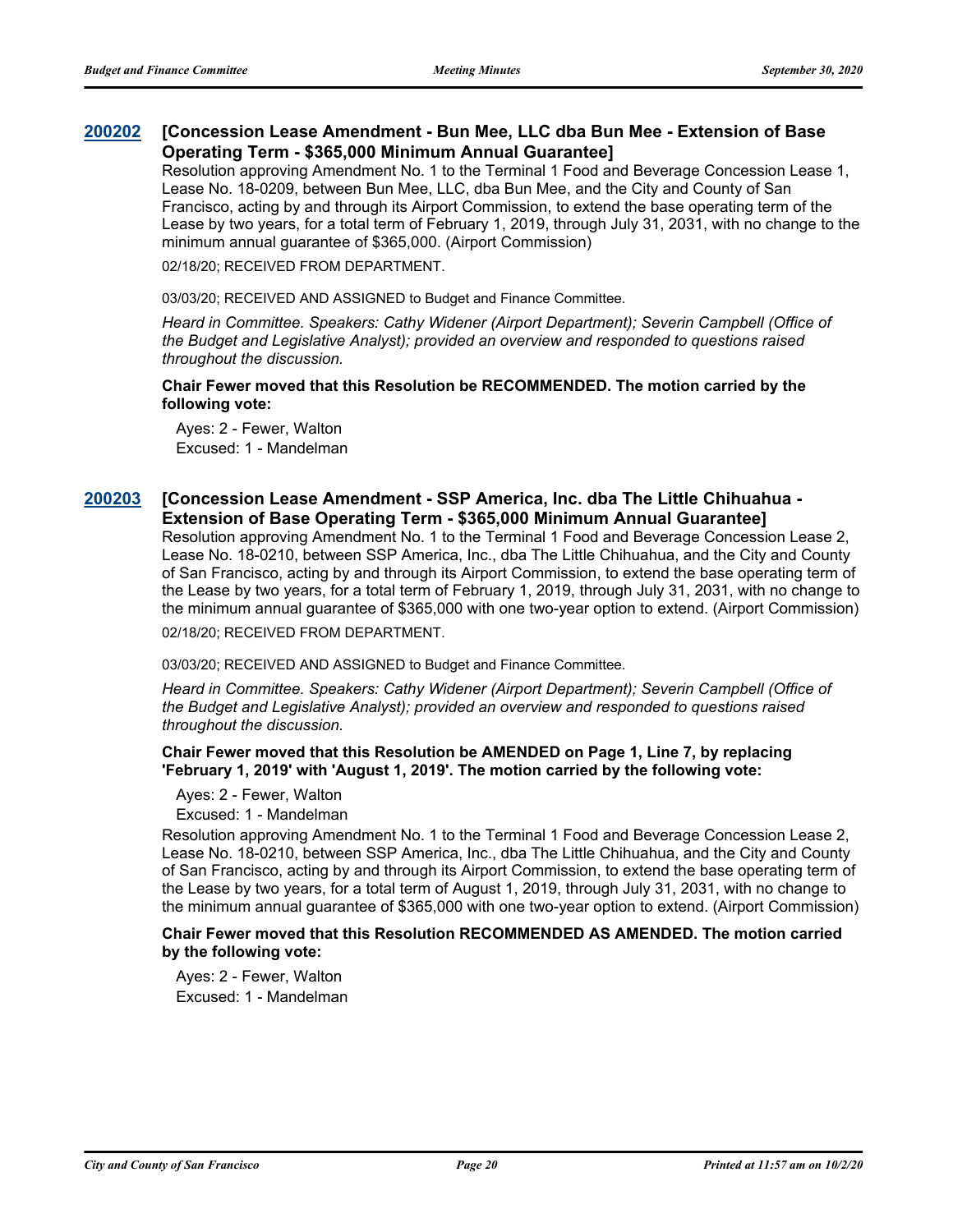## [200202](#) [Concession Lease Amendment - Bun Mee, LLC dba Bun Mee - Extension of Base Operating Term - $365,000 Minimum Annual Guarantee]

Resolution approving Amendment No. 1 to the Terminal 1 Food and Beverage Concession Lease 1, Lease No. 18-0209, between Bun Mee, LLC, dba Bun Mee, and the City and County of San Francisco, acting by and through its Airport Commission, to extend the base operating term of the Lease by two years, for a total term of February 1, 2019, through July 31, 2031, with no change to the minimum annual guarantee of $365,000. (Airport Commission)

02/18/20; RECEIVED FROM DEPARTMENT.

03/03/20; RECEIVED AND ASSIGNED to Budget and Finance Committee.

*Heard in Committee. Speakers: Cathy Widener (Airport Department); Severin Campbell (Office of the Budget and Legislative Analyst); provided an overview and responded to questions raised throughout the discussion.*

**Chair Fewer moved that this Resolution be RECOMMENDED. The motion carried by the following vote:**

Ayes: 2 - Fewer, Walton
Excused: 1 - Mandelman

## [200203](#) [Concession Lease Amendment - SSP America, Inc. dba The Little Chihuahua - Extension of Base Operating Term - $365,000 Minimum Annual Guarantee]

Resolution approving Amendment No. 1 to the Terminal 1 Food and Beverage Concession Lease 2, Lease No. 18-0210, between SSP America, Inc., dba The Little Chihuahua, and the City and County of San Francisco, acting by and through its Airport Commission, to extend the base operating term of the Lease by two years, for a total term of February 1, 2019, through July 31, 2031, with no change to the minimum annual guarantee of $365,000 with one two-year option to extend. (Airport Commission)

02/18/20; RECEIVED FROM DEPARTMENT.

03/03/20; RECEIVED AND ASSIGNED to Budget and Finance Committee.

*Heard in Committee. Speakers: Cathy Widener (Airport Department); Severin Campbell (Office of the Budget and Legislative Analyst); provided an overview and responded to questions raised throughout the discussion.*

**Chair Fewer moved that this Resolution be AMENDED on Page 1, Line 7, by replacing 'February 1, 2019' with 'August 1, 2019'. The motion carried by the following vote:**

Ayes: 2 - Fewer, Walton
Excused: 1 - Mandelman

Resolution approving Amendment No. 1 to the Terminal 1 Food and Beverage Concession Lease 2, Lease No. 18-0210, between SSP America, Inc., dba The Little Chihuahua, and the City and County of San Francisco, acting by and through its Airport Commission, to extend the base operating term of the Lease by two years, for a total term of August 1, 2019, through July 31, 2031, with no change to the minimum annual guarantee of $365,000 with one two-year option to extend. (Airport Commission)

**Chair Fewer moved that this Resolution RECOMMENDED AS AMENDED. The motion carried by the following vote:**

Ayes: 2 - Fewer, Walton
Excused: 1 - Mandelman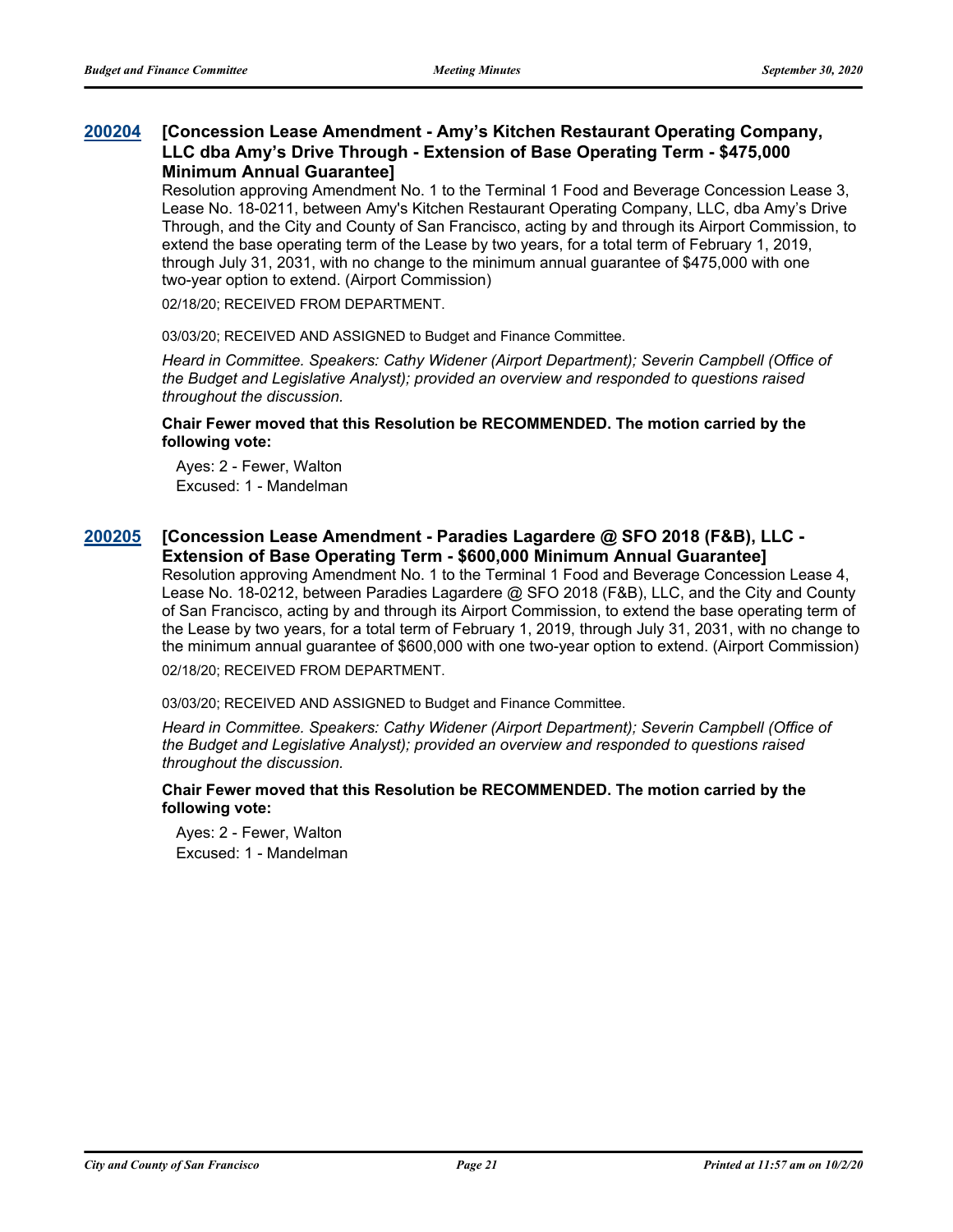**200204 [Concession Lease Amendment - Amy's Kitchen Restaurant Operating Company, LLC dba Amy's Drive Through - Extension of Base Operating Term - $475,000 Minimum Annual Guarantee]**

Resolution approving Amendment No. 1 to the Terminal 1 Food and Beverage Concession Lease 3, Lease No. 18-0211, between Amy's Kitchen Restaurant Operating Company, LLC, dba Amy's Drive Through, and the City and County of San Francisco, acting by and through its Airport Commission, to extend the base operating term of the Lease by two years, for a total term of February 1, 2019, through July 31, 2031, with no change to the minimum annual guarantee of $475,000 with one two-year option to extend. (Airport Commission)

02/18/20; RECEIVED FROM DEPARTMENT.

03/03/20; RECEIVED AND ASSIGNED to Budget and Finance Committee.

*Heard in Committee. Speakers: Cathy Widener (Airport Department); Severin Campbell (Office of the Budget and Legislative Analyst); provided an overview and responded to questions raised throughout the discussion.*

**Chair Fewer moved that this Resolution be RECOMMENDED. The motion carried by the following vote:**

Ayes: 2 - Fewer, Walton
Excused: 1 - Mandelman

**200205 [Concession Lease Amendment - Paradies Lagardere @ SFO 2018 (F&B), LLC - Extension of Base Operating Term - $600,000 Minimum Annual Guarantee]**

Resolution approving Amendment No. 1 to the Terminal 1 Food and Beverage Concession Lease 4, Lease No. 18-0212, between Paradies Lagardere @ SFO 2018 (F&B), LLC, and the City and County of San Francisco, acting by and through its Airport Commission, to extend the base operating term of the Lease by two years, for a total term of February 1, 2019, through July 31, 2031, with no change to the minimum annual guarantee of $600,000 with one two-year option to extend. (Airport Commission)

02/18/20; RECEIVED FROM DEPARTMENT.

03/03/20; RECEIVED AND ASSIGNED to Budget and Finance Committee.

*Heard in Committee. Speakers: Cathy Widener (Airport Department); Severin Campbell (Office of the Budget and Legislative Analyst); provided an overview and responded to questions raised throughout the discussion.*

**Chair Fewer moved that this Resolution be RECOMMENDED. The motion carried by the following vote:**

Ayes: 2 - Fewer, Walton
Excused: 1 - Mandelman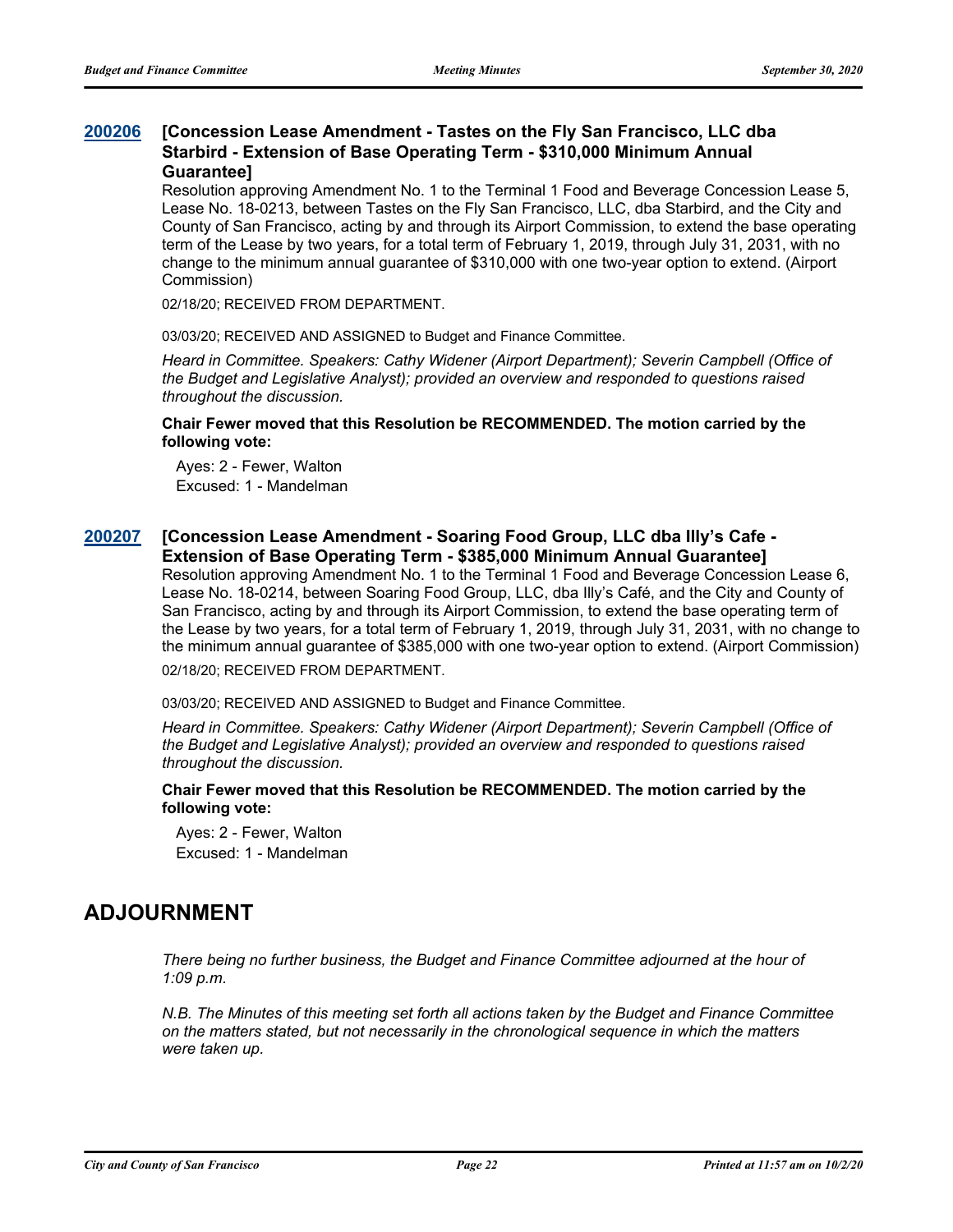**200206 [Concession Lease Amendment - Tastes on the Fly San Francisco, LLC dba Starbird - Extension of Base Operating Term - $310,000 Minimum Annual Guarantee]**

Resolution approving Amendment No. 1 to the Terminal 1 Food and Beverage Concession Lease 5, Lease No. 18-0213, between Tastes on the Fly San Francisco, LLC, dba Starbird, and the City and County of San Francisco, acting by and through its Airport Commission, to extend the base operating term of the Lease by two years, for a total term of February 1, 2019, through July 31, 2031, with no change to the minimum annual guarantee of $310,000 with one two-year option to extend. (Airport Commission)

02/18/20; RECEIVED FROM DEPARTMENT.

03/03/20; RECEIVED AND ASSIGNED to Budget and Finance Committee.

*Heard in Committee. Speakers: Cathy Widener (Airport Department); Severin Campbell (Office of the Budget and Legislative Analyst); provided an overview and responded to questions raised throughout the discussion.*

**Chair Fewer moved that this Resolution be RECOMMENDED. The motion carried by the following vote:**

Ayes: 2 - Fewer, Walton
Excused: 1 - Mandelman

**200207 [Concession Lease Amendment - Soaring Food Group, LLC dba Illy's Cafe - Extension of Base Operating Term - $385,000 Minimum Annual Guarantee]**

Resolution approving Amendment No. 1 to the Terminal 1 Food and Beverage Concession Lease 6, Lease No. 18-0214, between Soaring Food Group, LLC, dba Illy's Café, and the City and County of San Francisco, acting by and through its Airport Commission, to extend the base operating term of the Lease by two years, for a total term of February 1, 2019, through July 31, 2031, with no change to the minimum annual guarantee of $385,000 with one two-year option to extend. (Airport Commission)

02/18/20; RECEIVED FROM DEPARTMENT.

03/03/20; RECEIVED AND ASSIGNED to Budget and Finance Committee.

*Heard in Committee. Speakers: Cathy Widener (Airport Department); Severin Campbell (Office of the Budget and Legislative Analyst); provided an overview and responded to questions raised throughout the discussion.*

**Chair Fewer moved that this Resolution be RECOMMENDED. The motion carried by the following vote:**

Ayes: 2 - Fewer, Walton
Excused: 1 - Mandelman

# ADJOURNMENT

*There being no further business, the Budget and Finance Committee adjourned at the hour of 1:09 p.m.*

*N.B. The Minutes of this meeting set forth all actions taken by the Budget and Finance Committee on the matters stated, but not necessarily in the chronological sequence in which the matters were taken up.*